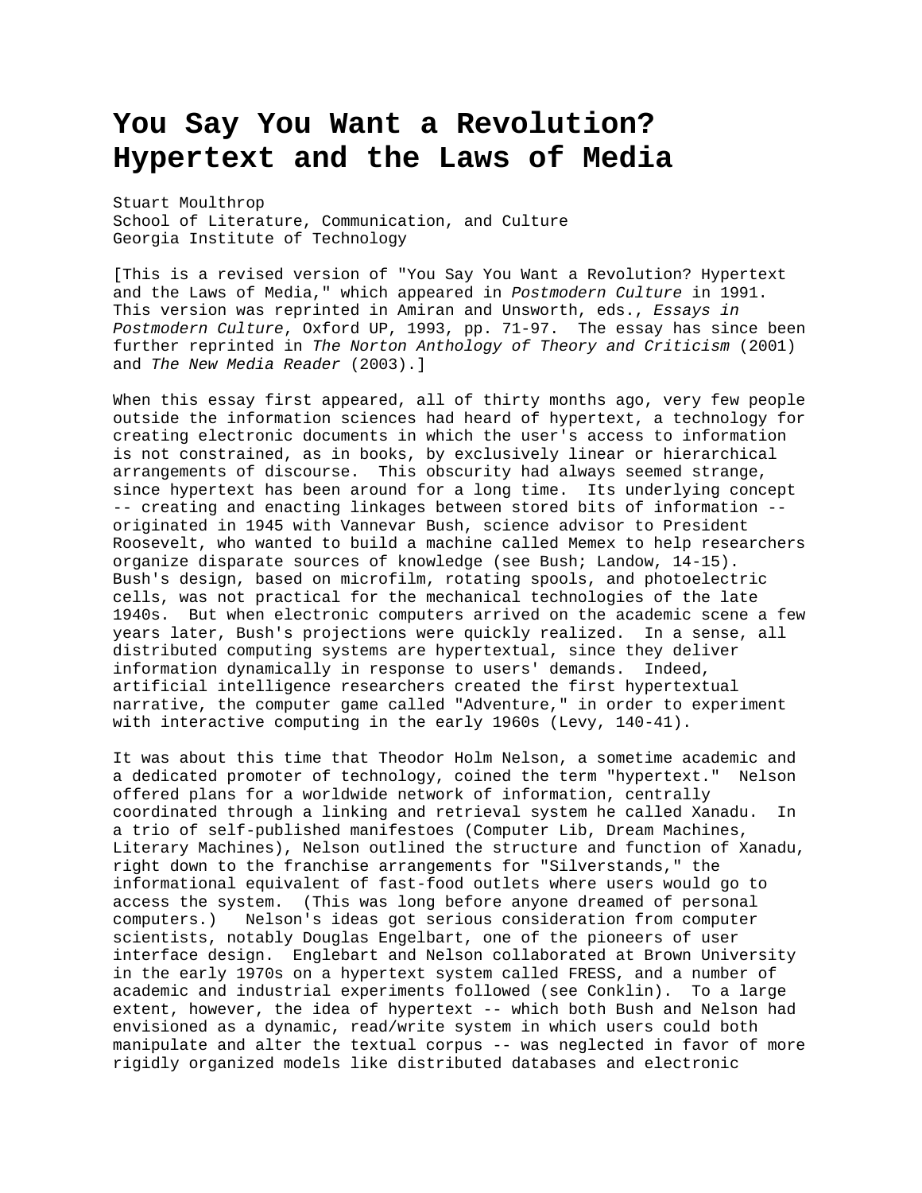# You Say You Want a Revolution? Hypertext and the Laws of Media

Stuart Moulthrop
School of Literature, Communication, and Culture
Georgia Institute of Technology

[This is a revised version of "You Say You Want a Revolution? Hypertext and the Laws of Media," which appeared in *Postmodern Culture* in 1991. This version was reprinted in Amiran and Unsworth, eds., *Essays in Postmodern Culture*, Oxford UP, 1993, pp. 71-97. The essay has since been further reprinted in *The Norton Anthology of Theory and Criticism* (2001) and *The New Media Reader* (2003).]

When this essay first appeared, all of thirty months ago, very few people outside the information sciences had heard of hypertext, a technology for creating electronic documents in which the user's access to information is not constrained, as in books, by exclusively linear or hierarchical arrangements of discourse. This obscurity had always seemed strange, since hypertext has been around for a long time. Its underlying concept -- creating and enacting linkages between stored bits of information -- originated in 1945 with Vannevar Bush, science advisor to President Roosevelt, who wanted to build a machine called Memex to help researchers organize disparate sources of knowledge (see Bush; Landow, 14-15). Bush's design, based on microfilm, rotating spools, and photoelectric cells, was not practical for the mechanical technologies of the late 1940s. But when electronic computers arrived on the academic scene a few years later, Bush's projections were quickly realized. In a sense, all distributed computing systems are hypertextual, since they deliver information dynamically in response to users' demands. Indeed, artificial intelligence researchers created the first hypertextual narrative, the computer game called "Adventure," in order to experiment with interactive computing in the early 1960s (Levy, 140-41).

It was about this time that Theodor Holm Nelson, a sometime academic and a dedicated promoter of technology, coined the term "hypertext." Nelson offered plans for a worldwide network of information, centrally coordinated through a linking and retrieval system he called Xanadu. In a trio of self-published manifestoes (Computer Lib, Dream Machines, Literary Machines), Nelson outlined the structure and function of Xanadu, right down to the franchise arrangements for "Silverstands," the informational equivalent of fast-food outlets where users would go to access the system. (This was long before anyone dreamed of personal computers.) Nelson's ideas got serious consideration from computer scientists, notably Douglas Engelbart, one of the pioneers of user interface design. Englebart and Nelson collaborated at Brown University in the early 1970s on a hypertext system called FRESS, and a number of academic and industrial experiments followed (see Conklin). To a large extent, however, the idea of hypertext -- which both Bush and Nelson had envisioned as a dynamic, read/write system in which users could both manipulate and alter the textual corpus -- was neglected in favor of more rigidly organized models like distributed databases and electronic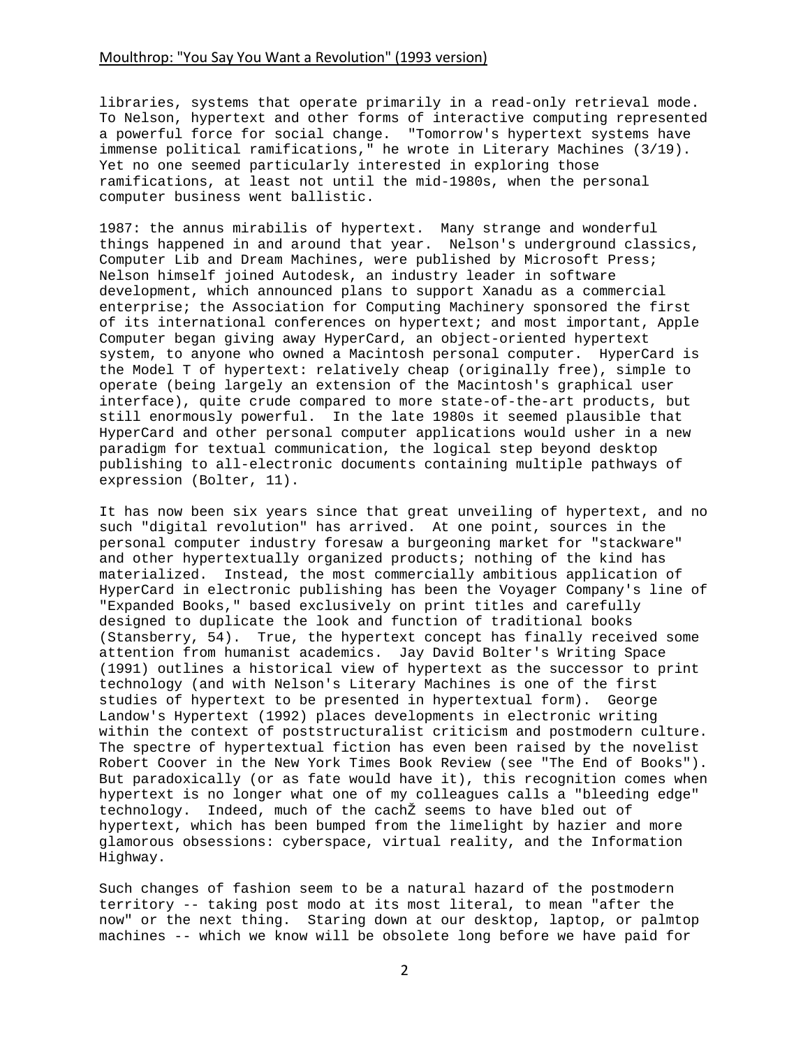libraries, systems that operate primarily in a read-only retrieval mode. To Nelson, hypertext and other forms of interactive computing represented a powerful force for social change. "Tomorrow's hypertext systems have immense political ramifications," he wrote in Literary Machines (3/19). Yet no one seemed particularly interested in exploring those ramifications, at least not until the mid-1980s, when the personal computer business went ballistic.

1987: the annus mirabilis of hypertext. Many strange and wonderful things happened in and around that year. Nelson's underground classics, Computer Lib and Dream Machines, were published by Microsoft Press; Nelson himself joined Autodesk, an industry leader in software development, which announced plans to support Xanadu as a commercial enterprise; the Association for Computing Machinery sponsored the first of its international conferences on hypertext; and most important, Apple Computer began giving away HyperCard, an object-oriented hypertext system, to anyone who owned a Macintosh personal computer. HyperCard is the Model T of hypertext: relatively cheap (originally free), simple to operate (being largely an extension of the Macintosh's graphical user interface), quite crude compared to more state-of-the-art products, but still enormously powerful. In the late 1980s it seemed plausible that HyperCard and other personal computer applications would usher in a new paradigm for textual communication, the logical step beyond desktop publishing to all-electronic documents containing multiple pathways of expression (Bolter, 11).

It has now been six years since that great unveiling of hypertext, and no such "digital revolution" has arrived. At one point, sources in the personal computer industry foresaw a burgeoning market for "stackware" and other hypertextually organized products; nothing of the kind has materialized. Instead, the most commercially ambitious application of HyperCard in electronic publishing has been the Voyager Company's line of "Expanded Books," based exclusively on print titles and carefully designed to duplicate the look and function of traditional books (Stansberry, 54). True, the hypertext concept has finally received some attention from humanist academics. Jay David Bolter's Writing Space (1991) outlines a historical view of hypertext as the successor to print technology (and with Nelson's Literary Machines is one of the first studies of hypertext to be presented in hypertextual form). George Landow's Hypertext (1992) places developments in electronic writing within the context of poststructuralist criticism and postmodern culture. The spectre of hypertextual fiction has even been raised by the novelist Robert Coover in the New York Times Book Review (see "The End of Books"). But paradoxically (or as fate would have it), this recognition comes when hypertext is no longer what one of my colleagues calls a "bleeding edge" technology. Indeed, much of the cachŽ seems to have bled out of hypertext, which has been bumped from the limelight by hazier and more glamorous obsessions: cyberspace, virtual reality, and the Information Highway.

Such changes of fashion seem to be a natural hazard of the postmodern territory -- taking post modo at its most literal, to mean "after the now" or the next thing. Staring down at our desktop, laptop, or palmtop machines -- which we know will be obsolete long before we have paid for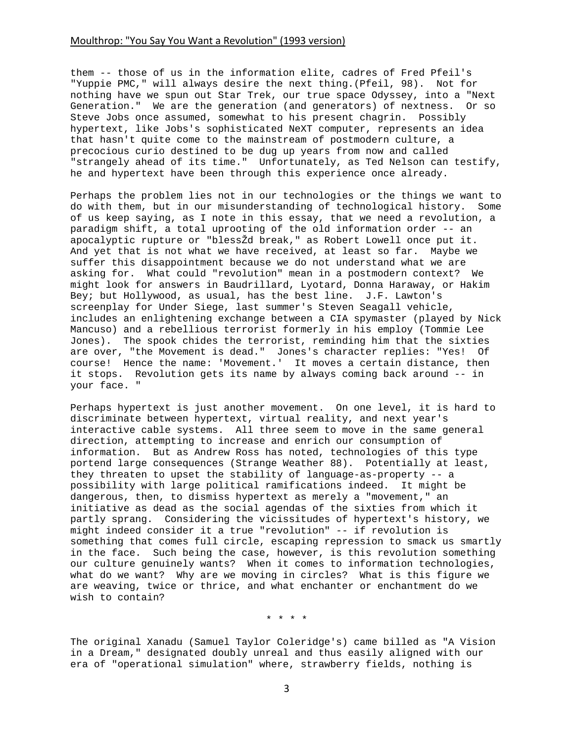them -- those of us in the information elite, cadres of Fred Pfeil's "Yuppie PMC," will always desire the next thing.(Pfeil, 98). Not for nothing have we spun out Star Trek, our true space Odyssey, into a "Next Generation." We are the generation (and generators) of nextness. Or so Steve Jobs once assumed, somewhat to his present chagrin. Possibly hypertext, like Jobs's sophisticated NeXT computer, represents an idea that hasn't quite come to the mainstream of postmodern culture, a precocious curio destined to be dug up years from now and called "strangely ahead of its time." Unfortunately, as Ted Nelson can testify, he and hypertext have been through this experience once already.

Perhaps the problem lies not in our technologies or the things we want to do with them, but in our misunderstanding of technological history. Some of us keep saying, as I note in this essay, that we need a revolution, a paradigm shift, a total uprooting of the old information order -- an apocalyptic rupture or "blessŽd break," as Robert Lowell once put it. And yet that is not what we have received, at least so far. Maybe we suffer this disappointment because we do not understand what we are asking for. What could "revolution" mean in a postmodern context? We might look for answers in Baudrillard, Lyotard, Donna Haraway, or Hakim Bey; but Hollywood, as usual, has the best line. J.F. Lawton's screenplay for Under Siege, last summer's Steven Seagall vehicle, includes an enlightening exchange between a CIA spymaster (played by Nick Mancuso) and a rebellious terrorist formerly in his employ (Tommie Lee Jones). The spook chides the terrorist, reminding him that the sixties are over, "the Movement is dead." Jones's character replies: "Yes! Of course! Hence the name: 'Movement.' It moves a certain distance, then it stops. Revolution gets its name by always coming back around -- in your face. "

Perhaps hypertext is just another movement. On one level, it is hard to discriminate between hypertext, virtual reality, and next year's interactive cable systems. All three seem to move in the same general direction, attempting to increase and enrich our consumption of information. But as Andrew Ross has noted, technologies of this type portend large consequences (Strange Weather 88). Potentially at least, they threaten to upset the stability of language-as-property -- a possibility with large political ramifications indeed. It might be dangerous, then, to dismiss hypertext as merely a "movement," an initiative as dead as the social agendas of the sixties from which it partly sprang. Considering the vicissitudes of hypertext's history, we might indeed consider it a true "revolution" -- if revolution is something that comes full circle, escaping repression to smack us smartly in the face. Such being the case, however, is this revolution something our culture genuinely wants? When it comes to information technologies, what do we want? Why are we moving in circles? What is this figure we are weaving, twice or thrice, and what enchanter or enchantment do we wish to contain?

\* \* \* \*

The original Xanadu (Samuel Taylor Coleridge's) came billed as "A Vision in a Dream," designated doubly unreal and thus easily aligned with our era of "operational simulation" where, strawberry fields, nothing is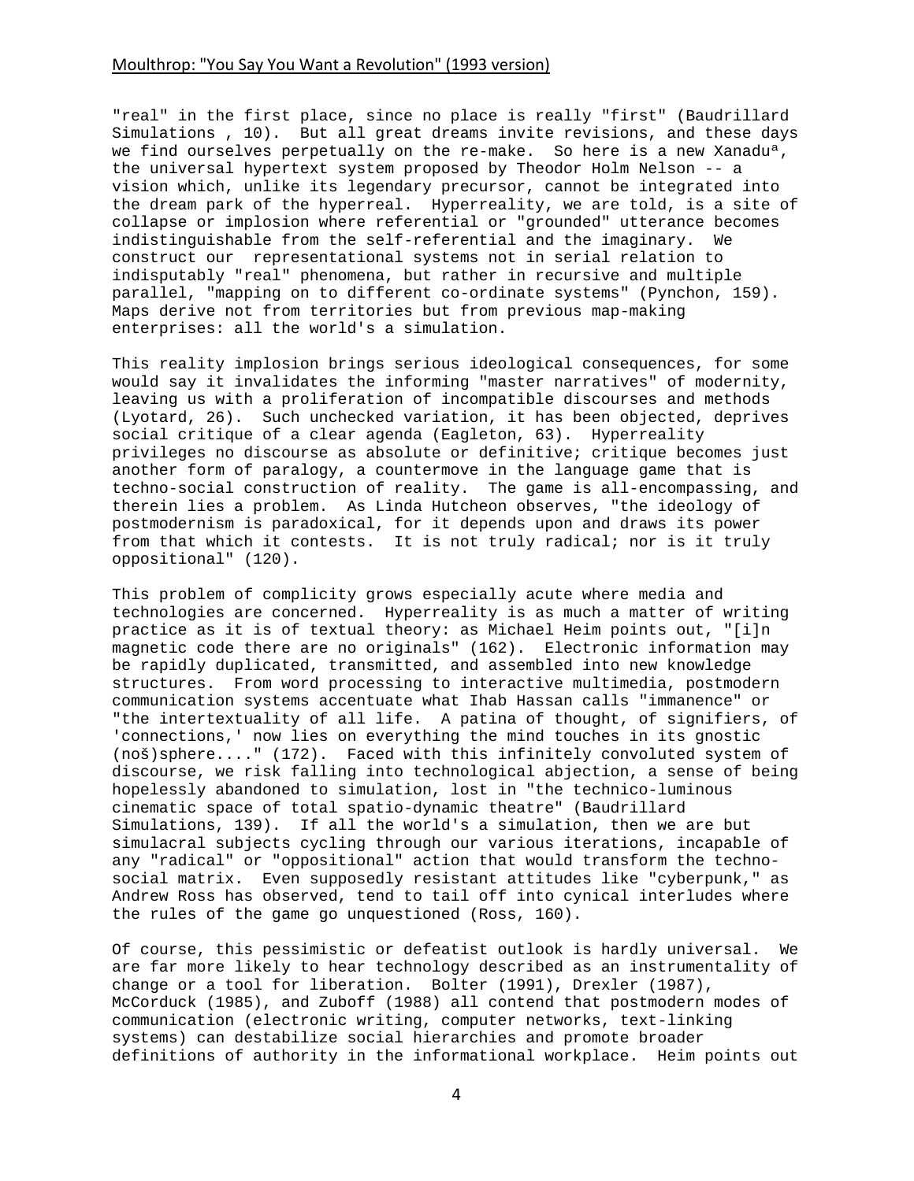"real" in the first place, since no place is really "first" (Baudrillard Simulations , 10). But all great dreams invite revisions, and these days we find ourselves perpetually on the re-make. So here is a new Xanadu[a], the universal hypertext system proposed by Theodor Holm Nelson -- a vision which, unlike its legendary precursor, cannot be integrated into the dream park of the hyperreal. Hyperreality, we are told, is a site of collapse or implosion where referential or "grounded" utterance becomes indistinguishable from the self-referential and the imaginary. We construct our representational systems not in serial relation to indisputably "real" phenomena, but rather in recursive and multiple parallel, "mapping on to different co-ordinate systems" (Pynchon, 159). Maps derive not from territories but from previous map-making enterprises: all the world's a simulation.

This reality implosion brings serious ideological consequences, for some would say it invalidates the informing "master narratives" of modernity, leaving us with a proliferation of incompatible discourses and methods (Lyotard, 26). Such unchecked variation, it has been objected, deprives social critique of a clear agenda (Eagleton, 63). Hyperreality privileges no discourse as absolute or definitive; critique becomes just another form of paralogy, a countermove in the language game that is techno-social construction of reality. The game is all-encompassing, and therein lies a problem. As Linda Hutcheon observes, "the ideology of postmodernism is paradoxical, for it depends upon and draws its power from that which it contests. It is not truly radical; nor is it truly oppositional" (120).

This problem of complicity grows especially acute where media and technologies are concerned. Hyperreality is as much a matter of writing practice as it is of textual theory: as Michael Heim points out, "[i]n magnetic code there are no originals" (162). Electronic information may be rapidly duplicated, transmitted, and assembled into new knowledge structures. From word processing to interactive multimedia, postmodern communication systems accentuate what Ihab Hassan calls "immanence" or "the intertextuality of all life. A patina of thought, of signifiers, of 'connections,' now lies on everything the mind touches in its gnostic (noš)sphere...." (172). Faced with this infinitely convoluted system of discourse, we risk falling into technological abjection, a sense of being hopelessly abandoned to simulation, lost in "the technico-luminous cinematic space of total spatio-dynamic theatre" (Baudrillard Simulations, 139). If all the world's a simulation, then we are but simulacral subjects cycling through our various iterations, incapable of any "radical" or "oppositional" action that would transform the techno-social matrix. Even supposedly resistant attitudes like "cyberpunk," as Andrew Ross has observed, tend to tail off into cynical interludes where the rules of the game go unquestioned (Ross, 160).

Of course, this pessimistic or defeatist outlook is hardly universal. We are far more likely to hear technology described as an instrumentality of change or a tool for liberation. Bolter (1991), Drexler (1987), McCorduck (1985), and Zuboff (1988) all contend that postmodern modes of communication (electronic writing, computer networks, text-linking systems) can destabilize social hierarchies and promote broader definitions of authority in the informational workplace. Heim points out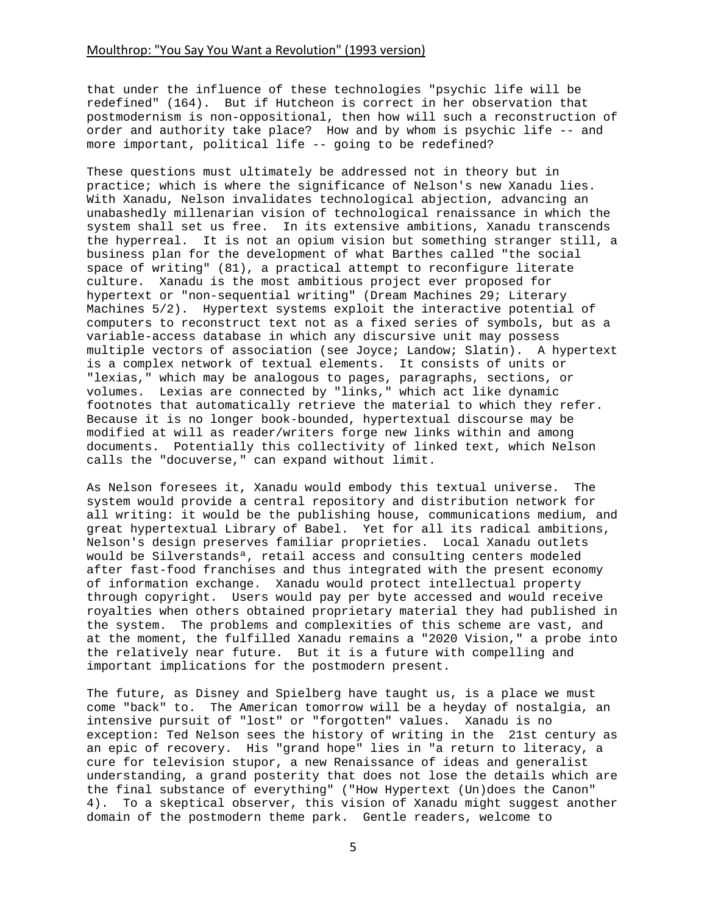that under the influence of these technologies "psychic life will be redefined" (164). But if Hutcheon is correct in her observation that postmodernism is non-oppositional, then how will such a reconstruction of order and authority take place? How and by whom is psychic life -- and more important, political life -- going to be redefined?

These questions must ultimately be addressed not in theory but in practice; which is where the significance of Nelson's new Xanadu lies. With Xanadu, Nelson invalidates technological abjection, advancing an unabashedly millenarian vision of technological renaissance in which the system shall set us free. In its extensive ambitions, Xanadu transcends the hyperreal. It is not an opium vision but something stranger still, a business plan for the development of what Barthes called "the social space of writing" (81), a practical attempt to reconfigure literate culture. Xanadu is the most ambitious project ever proposed for hypertext or "non-sequential writing" (Dream Machines 29; Literary Machines 5/2). Hypertext systems exploit the interactive potential of computers to reconstruct text not as a fixed series of symbols, but as a variable-access database in which any discursive unit may possess multiple vectors of association (see Joyce; Landow; Slatin). A hypertext is a complex network of textual elements. It consists of units or "lexias," which may be analogous to pages, paragraphs, sections, or volumes. Lexias are connected by "links," which act like dynamic footnotes that automatically retrieve the material to which they refer. Because it is no longer book-bounded, hypertextual discourse may be modified at will as reader/writers forge new links within and among documents. Potentially this collectivity of linked text, which Nelson calls the "docuverse," can expand without limit.

As Nelson foresees it, Xanadu would embody this textual universe. The system would provide a central repository and distribution network for all writing: it would be the publishing house, communications medium, and great hypertextual Library of Babel. Yet for all its radical ambitions, Nelson's design preserves familiar proprieties. Local Xanadu outlets would be Silverstands[a], retail access and consulting centers modeled after fast-food franchises and thus integrated with the present economy of information exchange. Xanadu would protect intellectual property through copyright. Users would pay per byte accessed and would receive royalties when others obtained proprietary material they had published in the system. The problems and complexities of this scheme are vast, and at the moment, the fulfilled Xanadu remains a "2020 Vision," a probe into the relatively near future. But it is a future with compelling and important implications for the postmodern present.

The future, as Disney and Spielberg have taught us, is a place we must come "back" to. The American tomorrow will be a heyday of nostalgia, an intensive pursuit of "lost" or "forgotten" values. Xanadu is no exception: Ted Nelson sees the history of writing in the 21st century as an epic of recovery. His "grand hope" lies in "a return to literacy, a cure for television stupor, a new Renaissance of ideas and generalist understanding, a grand posterity that does not lose the details which are the final substance of everything" ("How Hypertext (Un)does the Canon" 4). To a skeptical observer, this vision of Xanadu might suggest another domain of the postmodern theme park. Gentle readers, welcome to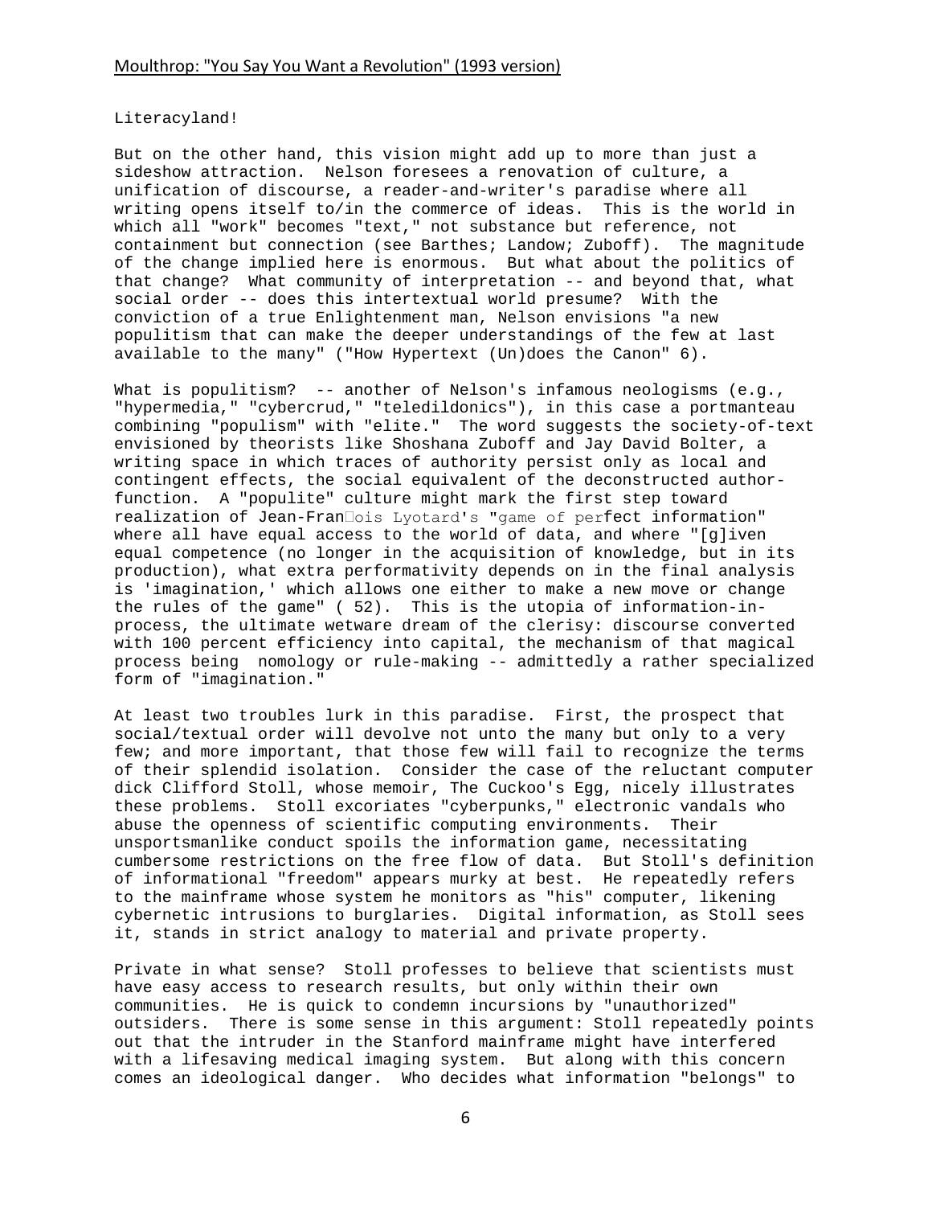Literacyland!

But on the other hand, this vision might add up to more than just a sideshow attraction. Nelson foresees a renovation of culture, a unification of discourse, a reader-and-writer's paradise where all writing opens itself to/in the commerce of ideas. This is the world in which all "work" becomes "text," not substance but reference, not containment but connection (see Barthes; Landow; Zuboff). The magnitude of the change implied here is enormous. But what about the politics of that change? What community of interpretation -- and beyond that, what social order -- does this intertextual world presume? With the conviction of a true Enlightenment man, Nelson envisions "a new populitism that can make the deeper understandings of the few at last available to the many" ("How Hypertext (Un)does the Canon" 6).

What is populitism? -- another of Nelson's infamous neologisms (e.g., "hypermedia," "cybercrud," "teledildonics"), in this case a portmanteau combining "populism" with "elite." The word suggests the society-of-text envisioned by theorists like Shoshana Zuboff and Jay David Bolter, a writing space in which traces of authority persist only as local and contingent effects, the social equivalent of the deconstructed author-function. A "populite" culture might mark the first step toward realization of Jean-François Lyotard's "game of perfect information" where all have equal access to the world of data, and where "[g]iven equal competence (no longer in the acquisition of knowledge, but in its production), what extra performativity depends on in the final analysis is 'imagination,' which allows one either to make a new move or change the rules of the game" ( 52). This is the utopia of information-in-process, the ultimate wetware dream of the clerisy: discourse converted with 100 percent efficiency into capital, the mechanism of that magical process being nomology or rule-making -- admittedly a rather specialized form of "imagination."

At least two troubles lurk in this paradise. First, the prospect that social/textual order will devolve not unto the many but only to a very few; and more important, that those few will fail to recognize the terms of their splendid isolation. Consider the case of the reluctant computer dick Clifford Stoll, whose memoir, The Cuckoo's Egg, nicely illustrates these problems. Stoll excoriates "cyberpunks," electronic vandals who abuse the openness of scientific computing environments. Their unsportsmanlike conduct spoils the information game, necessitating cumbersome restrictions on the free flow of data. But Stoll's definition of informational "freedom" appears murky at best. He repeatedly refers to the mainframe whose system he monitors as "his" computer, likening cybernetic intrusions to burglaries. Digital information, as Stoll sees it, stands in strict analogy to material and private property.

Private in what sense? Stoll professes to believe that scientists must have easy access to research results, but only within their own communities. He is quick to condemn incursions by "unauthorized" outsiders. There is some sense in this argument: Stoll repeatedly points out that the intruder in the Stanford mainframe might have interfered with a lifesaving medical imaging system. But along with this concern comes an ideological danger. Who decides what information "belongs" to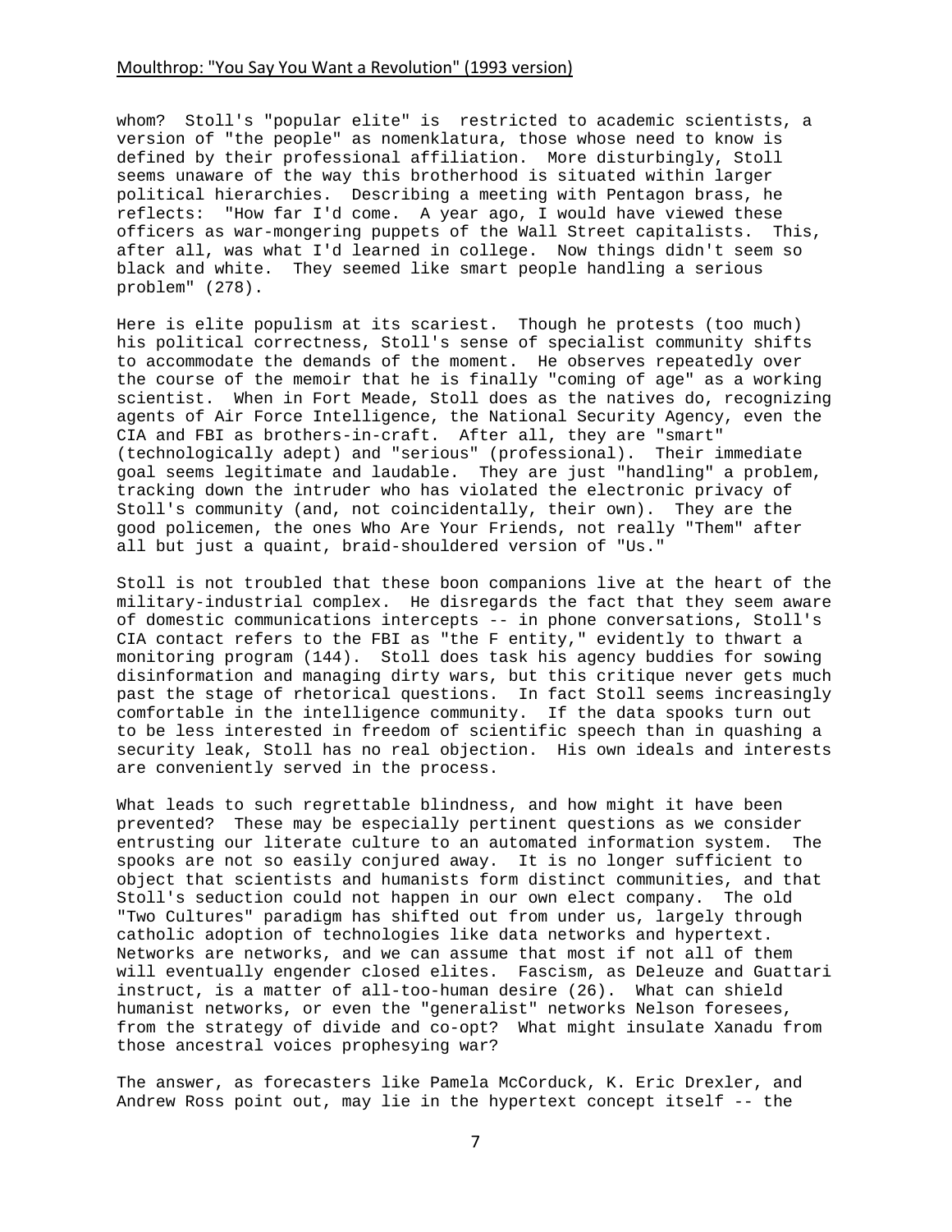whom? Stoll's "popular elite" is restricted to academic scientists, a version of "the people" as nomenklatura, those whose need to know is defined by their professional affiliation. More disturbingly, Stoll seems unaware of the way this brotherhood is situated within larger political hierarchies. Describing a meeting with Pentagon brass, he reflects: "How far I'd come. A year ago, I would have viewed these officers as war-mongering puppets of the Wall Street capitalists. This, after all, was what I'd learned in college. Now things didn't seem so black and white. They seemed like smart people handling a serious problem" (278).

Here is elite populism at its scariest. Though he protests (too much) his political correctness, Stoll's sense of specialist community shifts to accommodate the demands of the moment. He observes repeatedly over the course of the memoir that he is finally "coming of age" as a working scientist. When in Fort Meade, Stoll does as the natives do, recognizing agents of Air Force Intelligence, the National Security Agency, even the CIA and FBI as brothers-in-craft. After all, they are "smart" (technologically adept) and "serious" (professional). Their immediate goal seems legitimate and laudable. They are just "handling" a problem, tracking down the intruder who has violated the electronic privacy of Stoll's community (and, not coincidentally, their own). They are the good policemen, the ones Who Are Your Friends, not really "Them" after all but just a quaint, braid-shouldered version of "Us."

Stoll is not troubled that these boon companions live at the heart of the military-industrial complex. He disregards the fact that they seem aware of domestic communications intercepts -- in phone conversations, Stoll's CIA contact refers to the FBI as "the F entity," evidently to thwart a monitoring program (144). Stoll does task his agency buddies for sowing disinformation and managing dirty wars, but this critique never gets much past the stage of rhetorical questions. In fact Stoll seems increasingly comfortable in the intelligence community. If the data spooks turn out to be less interested in freedom of scientific speech than in quashing a security leak, Stoll has no real objection. His own ideals and interests are conveniently served in the process.

What leads to such regrettable blindness, and how might it have been prevented? These may be especially pertinent questions as we consider entrusting our literate culture to an automated information system. The spooks are not so easily conjured away. It is no longer sufficient to object that scientists and humanists form distinct communities, and that Stoll's seduction could not happen in our own elect company. The old "Two Cultures" paradigm has shifted out from under us, largely through catholic adoption of technologies like data networks and hypertext. Networks are networks, and we can assume that most if not all of them will eventually engender closed elites. Fascism, as Deleuze and Guattari instruct, is a matter of all-too-human desire (26). What can shield humanist networks, or even the "generalist" networks Nelson foresees, from the strategy of divide and co-opt? What might insulate Xanadu from those ancestral voices prophesying war?

The answer, as forecasters like Pamela McCorduck, K. Eric Drexler, and Andrew Ross point out, may lie in the hypertext concept itself -- the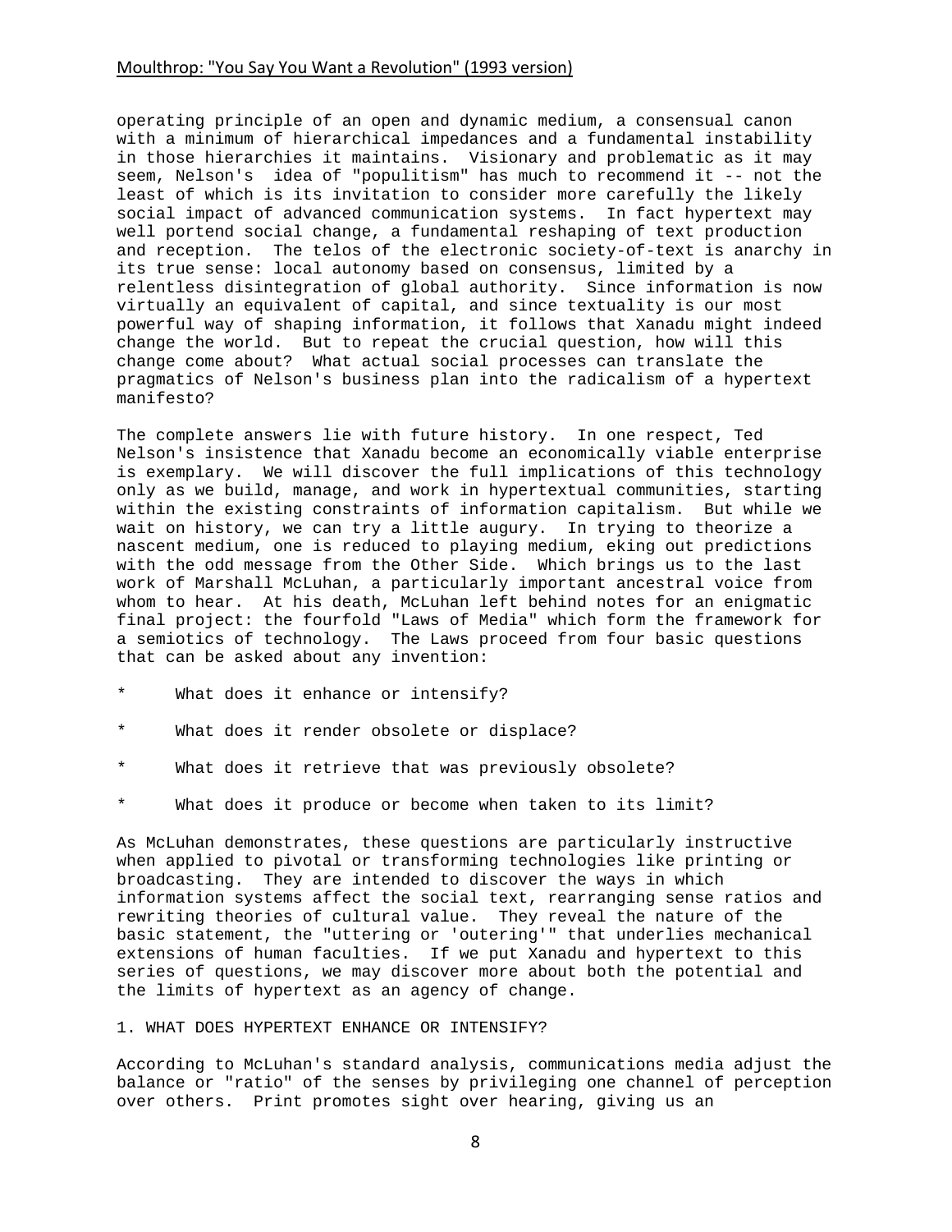operating principle of an open and dynamic medium, a consensual canon with a minimum of hierarchical impedances and a fundamental instability in those hierarchies it maintains. Visionary and problematic as it may seem, Nelson's idea of "populitism" has much to recommend it -- not the least of which is its invitation to consider more carefully the likely social impact of advanced communication systems. In fact hypertext may well portend social change, a fundamental reshaping of text production and reception. The telos of the electronic society-of-text is anarchy in its true sense: local autonomy based on consensus, limited by a relentless disintegration of global authority. Since information is now virtually an equivalent of capital, and since textuality is our most powerful way of shaping information, it follows that Xanadu might indeed change the world. But to repeat the crucial question, how will this change come about? What actual social processes can translate the pragmatics of Nelson's business plan into the radicalism of a hypertext manifesto?

The complete answers lie with future history. In one respect, Ted Nelson's insistence that Xanadu become an economically viable enterprise is exemplary. We will discover the full implications of this technology only as we build, manage, and work in hypertextual communities, starting within the existing constraints of information capitalism. But while we wait on history, we can try a little augury. In trying to theorize a nascent medium, one is reduced to playing medium, eking out predictions with the odd message from the Other Side. Which brings us to the last work of Marshall McLuhan, a particularly important ancestral voice from whom to hear. At his death, McLuhan left behind notes for an enigmatic final project: the fourfold "Laws of Media" which form the framework for a semiotics of technology. The Laws proceed from four basic questions that can be asked about any invention:

* What does it enhance or intensify?
* What does it render obsolete or displace?
* What does it retrieve that was previously obsolete?
* What does it produce or become when taken to its limit?

As McLuhan demonstrates, these questions are particularly instructive when applied to pivotal or transforming technologies like printing or broadcasting. They are intended to discover the ways in which information systems affect the social text, rearranging sense ratios and rewriting theories of cultural value. They reveal the nature of the basic statement, the "uttering or 'outering'" that underlies mechanical extensions of human faculties. If we put Xanadu and hypertext to this series of questions, we may discover more about both the potential and the limits of hypertext as an agency of change.

1. WHAT DOES HYPERTEXT ENHANCE OR INTENSIFY?

According to McLuhan's standard analysis, communications media adjust the balance or "ratio" of the senses by privileging one channel of perception over others. Print promotes sight over hearing, giving us an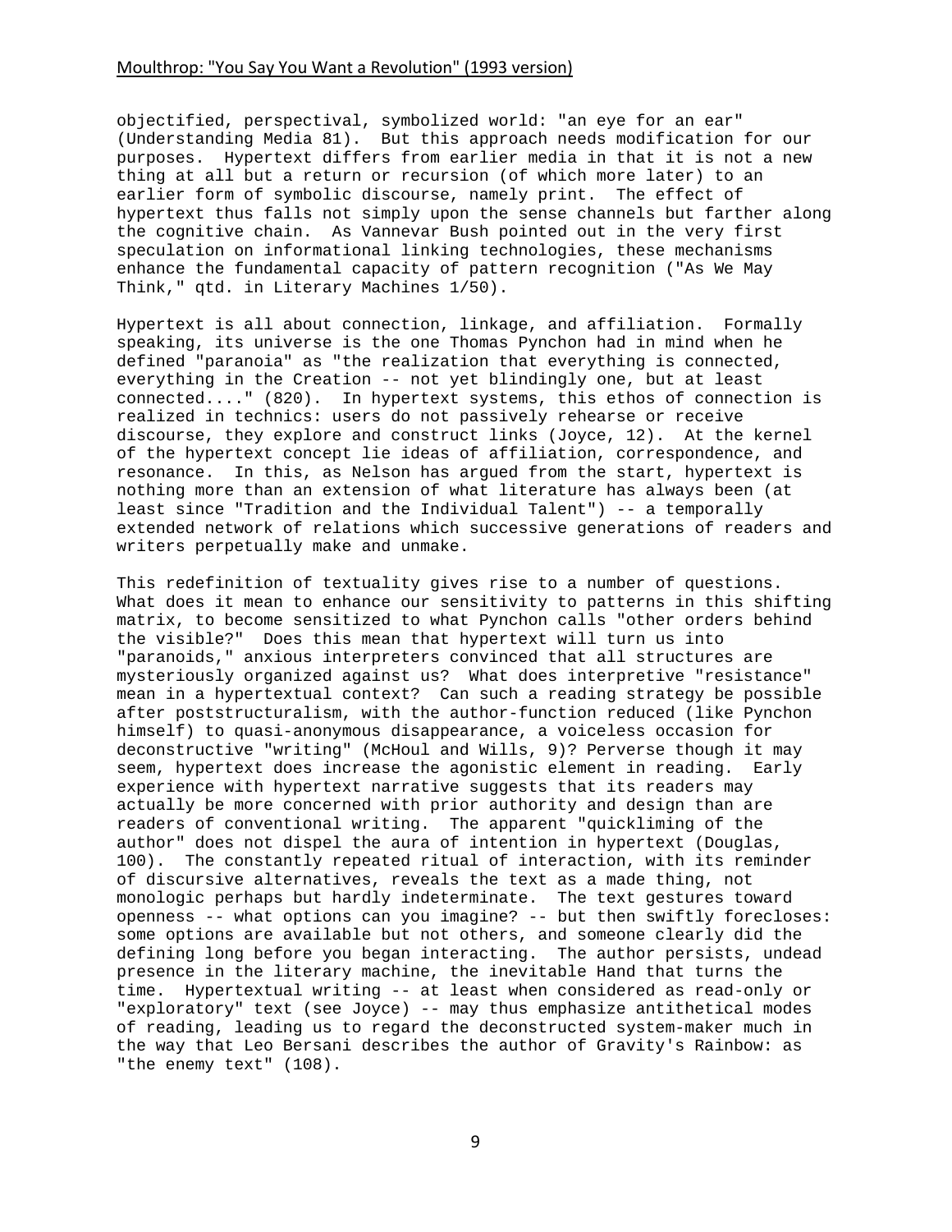objectified, perspectival, symbolized world: "an eye for an ear" (Understanding Media 81). But this approach needs modification for our purposes. Hypertext differs from earlier media in that it is not a new thing at all but a return or recursion (of which more later) to an earlier form of symbolic discourse, namely print. The effect of hypertext thus falls not simply upon the sense channels but farther along the cognitive chain. As Vannevar Bush pointed out in the very first speculation on informational linking technologies, these mechanisms enhance the fundamental capacity of pattern recognition ("As We May Think," qtd. in Literary Machines 1/50).

Hypertext is all about connection, linkage, and affiliation. Formally speaking, its universe is the one Thomas Pynchon had in mind when he defined "paranoia" as "the realization that everything is connected, everything in the Creation -- not yet blindingly one, but at least connected...." (820). In hypertext systems, this ethos of connection is realized in technics: users do not passively rehearse or receive discourse, they explore and construct links (Joyce, 12). At the kernel of the hypertext concept lie ideas of affiliation, correspondence, and resonance. In this, as Nelson has argued from the start, hypertext is nothing more than an extension of what literature has always been (at least since "Tradition and the Individual Talent") -- a temporally extended network of relations which successive generations of readers and writers perpetually make and unmake.

This redefinition of textuality gives rise to a number of questions. What does it mean to enhance our sensitivity to patterns in this shifting matrix, to become sensitized to what Pynchon calls "other orders behind the visible?" Does this mean that hypertext will turn us into "paranoids," anxious interpreters convinced that all structures are mysteriously organized against us? What does interpretive "resistance" mean in a hypertextual context? Can such a reading strategy be possible after poststructuralism, with the author-function reduced (like Pynchon himself) to quasi-anonymous disappearance, a voiceless occasion for deconstructive "writing" (McHoul and Wills, 9)? Perverse though it may seem, hypertext does increase the agonistic element in reading. Early experience with hypertext narrative suggests that its readers may actually be more concerned with prior authority and design than are readers of conventional writing. The apparent "quickliming of the author" does not dispel the aura of intention in hypertext (Douglas, 100). The constantly repeated ritual of interaction, with its reminder of discursive alternatives, reveals the text as a made thing, not monologic perhaps but hardly indeterminate. The text gestures toward openness -- what options can you imagine? -- but then swiftly forecloses: some options are available but not others, and someone clearly did the defining long before you began interacting. The author persists, undead presence in the literary machine, the inevitable Hand that turns the time. Hypertextual writing -- at least when considered as read-only or "exploratory" text (see Joyce) -- may thus emphasize antithetical modes of reading, leading us to regard the deconstructed system-maker much in the way that Leo Bersani describes the author of Gravity's Rainbow: as "the enemy text" (108).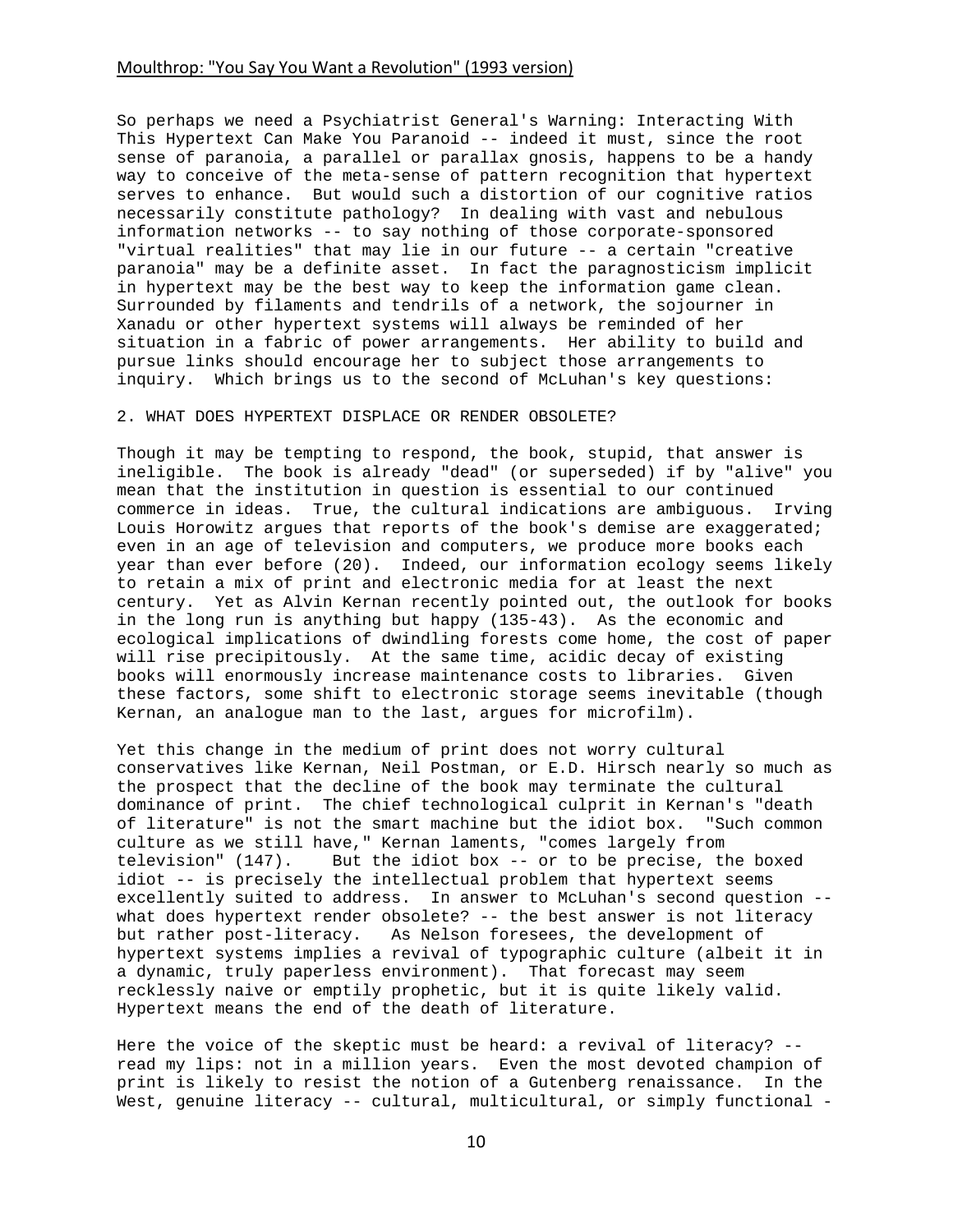So perhaps we need a Psychiatrist General's Warning: Interacting With This Hypertext Can Make You Paranoid -- indeed it must, since the root sense of paranoia, a parallel or parallax gnosis, happens to be a handy way to conceive of the meta-sense of pattern recognition that hypertext serves to enhance. But would such a distortion of our cognitive ratios necessarily constitute pathology? In dealing with vast and nebulous information networks -- to say nothing of those corporate-sponsored "virtual realities" that may lie in our future -- a certain "creative paranoia" may be a definite asset. In fact the paragnosticism implicit in hypertext may be the best way to keep the information game clean. Surrounded by filaments and tendrils of a network, the sojourner in Xanadu or other hypertext systems will always be reminded of her situation in a fabric of power arrangements. Her ability to build and pursue links should encourage her to subject those arrangements to inquiry. Which brings us to the second of McLuhan's key questions:

2. WHAT DOES HYPERTEXT DISPLACE OR RENDER OBSOLETE?

Though it may be tempting to respond, the book, stupid, that answer is ineligible. The book is already "dead" (or superseded) if by "alive" you mean that the institution in question is essential to our continued commerce in ideas. True, the cultural indications are ambiguous. Irving Louis Horowitz argues that reports of the book's demise are exaggerated; even in an age of television and computers, we produce more books each year than ever before (20). Indeed, our information ecology seems likely to retain a mix of print and electronic media for at least the next century. Yet as Alvin Kernan recently pointed out, the outlook for books in the long run is anything but happy (135-43). As the economic and ecological implications of dwindling forests come home, the cost of paper will rise precipitously. At the same time, acidic decay of existing books will enormously increase maintenance costs to libraries. Given these factors, some shift to electronic storage seems inevitable (though Kernan, an analogue man to the last, argues for microfilm).

Yet this change in the medium of print does not worry cultural conservatives like Kernan, Neil Postman, or E.D. Hirsch nearly so much as the prospect that the decline of the book may terminate the cultural dominance of print. The chief technological culprit in Kernan's "death of literature" is not the smart machine but the idiot box. "Such common culture as we still have," Kernan laments, "comes largely from television" (147). But the idiot box -- or to be precise, the boxed idiot -- is precisely the intellectual problem that hypertext seems excellently suited to address. In answer to McLuhan's second question -- what does hypertext render obsolete? -- the best answer is not literacy but rather post-literacy. As Nelson foresees, the development of hypertext systems implies a revival of typographic culture (albeit it in a dynamic, truly paperless environment). That forecast may seem recklessly naive or emptily prophetic, but it is quite likely valid. Hypertext means the end of the death of literature.

Here the voice of the skeptic must be heard: a revival of literacy? -- read my lips: not in a million years. Even the most devoted champion of print is likely to resist the notion of a Gutenberg renaissance. In the West, genuine literacy -- cultural, multicultural, or simply functional -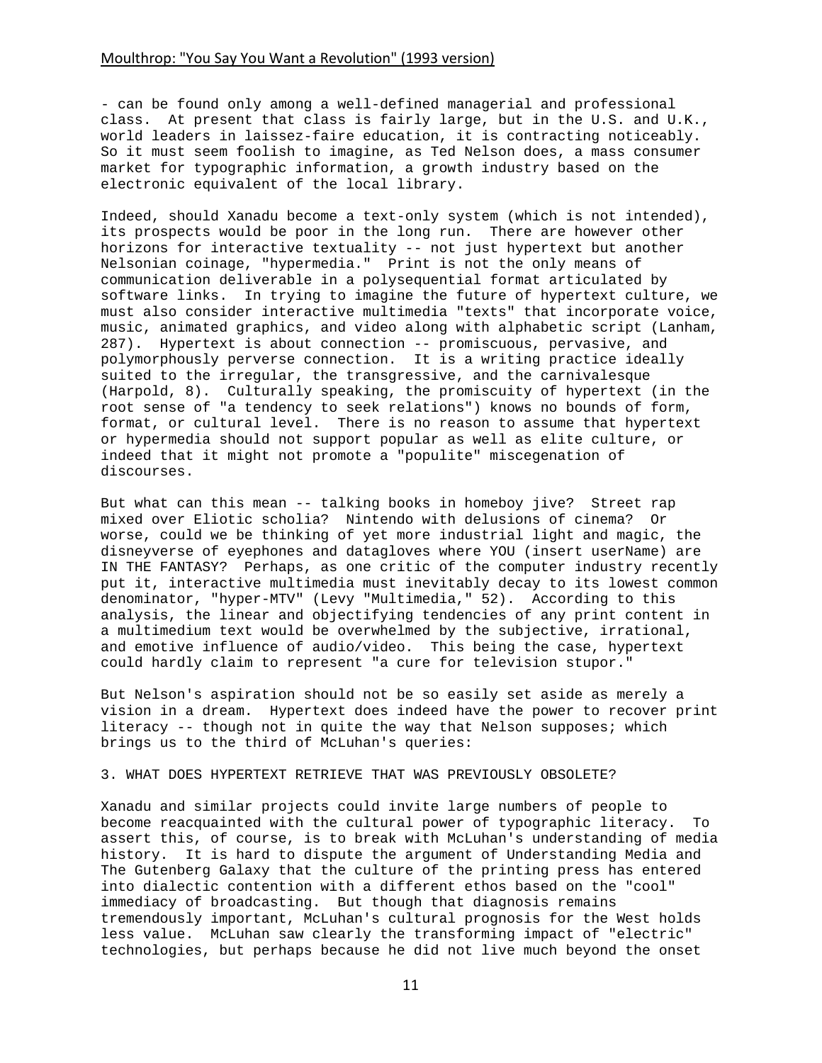- can be found only among a well-defined managerial and professional class. At present that class is fairly large, but in the U.S. and U.K., world leaders in laissez-faire education, it is contracting noticeably. So it must seem foolish to imagine, as Ted Nelson does, a mass consumer market for typographic information, a growth industry based on the electronic equivalent of the local library.

Indeed, should Xanadu become a text-only system (which is not intended), its prospects would be poor in the long run. There are however other horizons for interactive textuality -- not just hypertext but another Nelsonian coinage, "hypermedia." Print is not the only means of communication deliverable in a polysequential format articulated by software links. In trying to imagine the future of hypertext culture, we must also consider interactive multimedia "texts" that incorporate voice, music, animated graphics, and video along with alphabetic script (Lanham, 287). Hypertext is about connection -- promiscuous, pervasive, and polymorphously perverse connection. It is a writing practice ideally suited to the irregular, the transgressive, and the carnivalesque (Harpold, 8). Culturally speaking, the promiscuity of hypertext (in the root sense of "a tendency to seek relations") knows no bounds of form, format, or cultural level. There is no reason to assume that hypertext or hypermedia should not support popular as well as elite culture, or indeed that it might not promote a "populite" miscegenation of discourses.

But what can this mean -- talking books in homeboy jive? Street rap mixed over Eliotic scholia? Nintendo with delusions of cinema? Or worse, could we be thinking of yet more industrial light and magic, the disneyverse of eyephones and datagloves where YOU (insert userName) are IN THE FANTASY? Perhaps, as one critic of the computer industry recently put it, interactive multimedia must inevitably decay to its lowest common denominator, "hyper-MTV" (Levy "Multimedia," 52). According to this analysis, the linear and objectifying tendencies of any print content in a multimedium text would be overwhelmed by the subjective, irrational, and emotive influence of audio/video. This being the case, hypertext could hardly claim to represent "a cure for television stupor."

But Nelson's aspiration should not be so easily set aside as merely a vision in a dream. Hypertext does indeed have the power to recover print literacy -- though not in quite the way that Nelson supposes; which brings us to the third of McLuhan's queries:

3. WHAT DOES HYPERTEXT RETRIEVE THAT WAS PREVIOUSLY OBSOLETE?

Xanadu and similar projects could invite large numbers of people to become reacquainted with the cultural power of typographic literacy. To assert this, of course, is to break with McLuhan's understanding of media history. It is hard to dispute the argument of Understanding Media and The Gutenberg Galaxy that the culture of the printing press has entered into dialectic contention with a different ethos based on the "cool" immediacy of broadcasting. But though that diagnosis remains tremendously important, McLuhan's cultural prognosis for the West holds less value. McLuhan saw clearly the transforming impact of "electric" technologies, but perhaps because he did not live much beyond the onset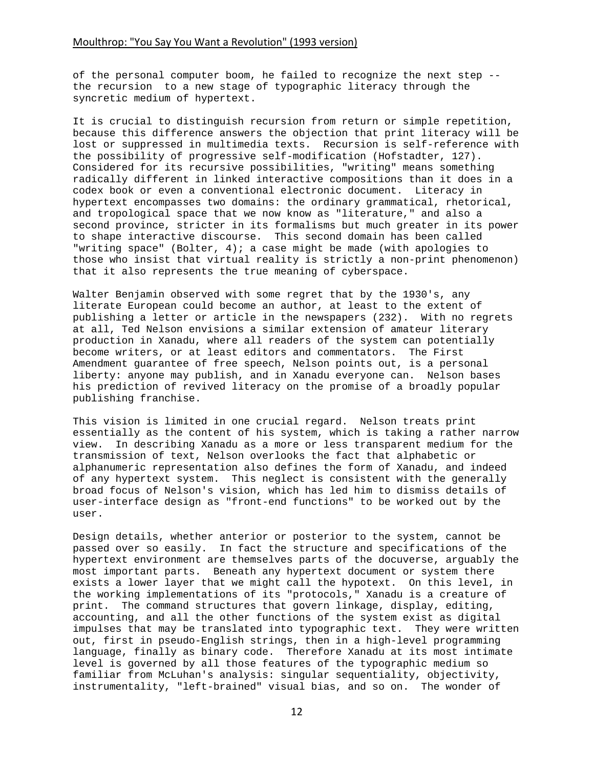of the personal computer boom, he failed to recognize the next step -- the recursion to a new stage of typographic literacy through the syncretic medium of hypertext.

It is crucial to distinguish recursion from return or simple repetition, because this difference answers the objection that print literacy will be lost or suppressed in multimedia texts. Recursion is self-reference with the possibility of progressive self-modification (Hofstadter, 127). Considered for its recursive possibilities, "writing" means something radically different in linked interactive compositions than it does in a codex book or even a conventional electronic document. Literacy in hypertext encompasses two domains: the ordinary grammatical, rhetorical, and tropological space that we now know as "literature," and also a second province, stricter in its formalisms but much greater in its power to shape interactive discourse. This second domain has been called "writing space" (Bolter, 4); a case might be made (with apologies to those who insist that virtual reality is strictly a non-print phenomenon) that it also represents the true meaning of cyberspace.

Walter Benjamin observed with some regret that by the 1930's, any literate European could become an author, at least to the extent of publishing a letter or article in the newspapers (232). With no regrets at all, Ted Nelson envisions a similar extension of amateur literary production in Xanadu, where all readers of the system can potentially become writers, or at least editors and commentators. The First Amendment guarantee of free speech, Nelson points out, is a personal liberty: anyone may publish, and in Xanadu everyone can. Nelson bases his prediction of revived literacy on the promise of a broadly popular publishing franchise.

This vision is limited in one crucial regard. Nelson treats print essentially as the content of his system, which is taking a rather narrow view. In describing Xanadu as a more or less transparent medium for the transmission of text, Nelson overlooks the fact that alphabetic or alphanumeric representation also defines the form of Xanadu, and indeed of any hypertext system. This neglect is consistent with the generally broad focus of Nelson's vision, which has led him to dismiss details of user-interface design as "front-end functions" to be worked out by the user.

Design details, whether anterior or posterior to the system, cannot be passed over so easily. In fact the structure and specifications of the hypertext environment are themselves parts of the docuverse, arguably the most important parts. Beneath any hypertext document or system there exists a lower layer that we might call the hypotext. On this level, in the working implementations of its "protocols," Xanadu is a creature of print. The command structures that govern linkage, display, editing, accounting, and all the other functions of the system exist as digital impulses that may be translated into typographic text. They were written out, first in pseudo-English strings, then in a high-level programming language, finally as binary code. Therefore Xanadu at its most intimate level is governed by all those features of the typographic medium so familiar from McLuhan's analysis: singular sequentiality, objectivity, instrumentality, "left-brained" visual bias, and so on. The wonder of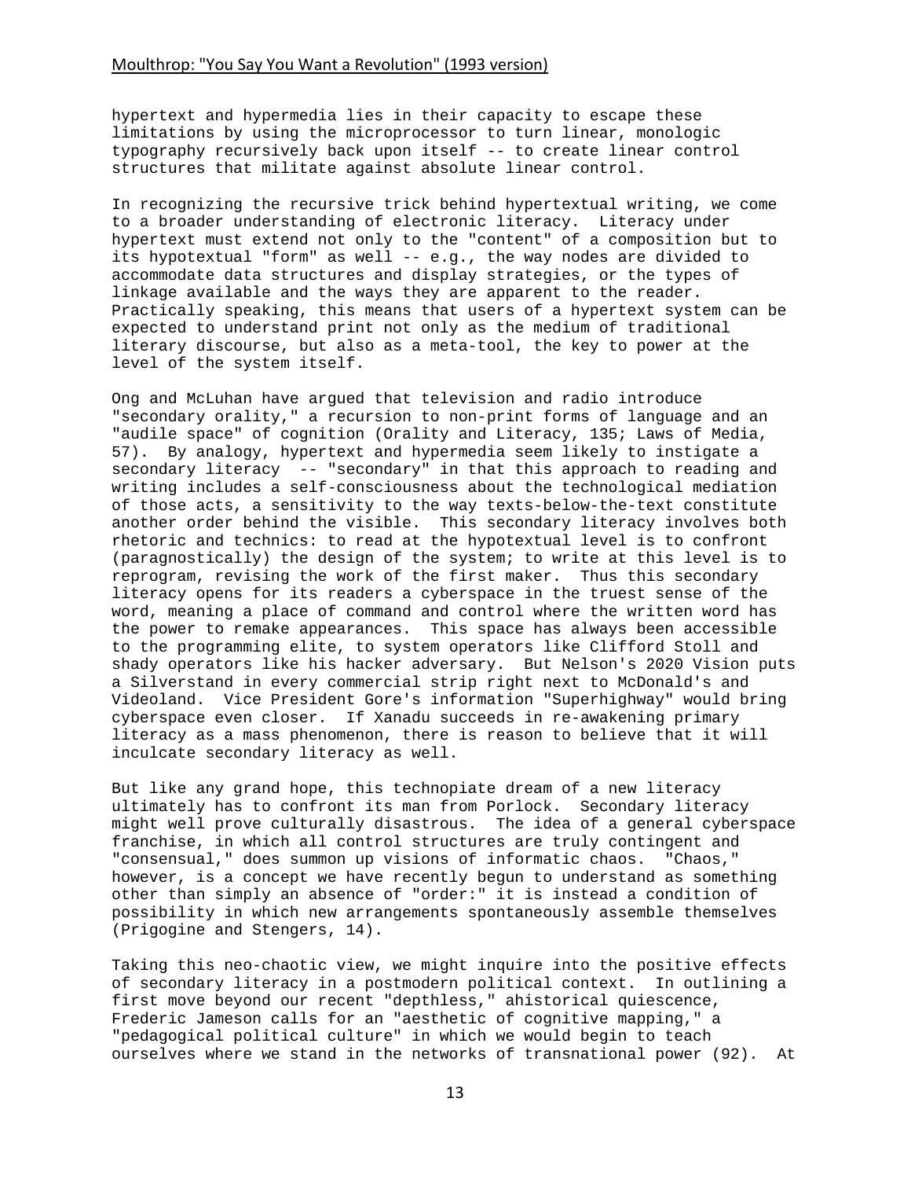hypertext and hypermedia lies in their capacity to escape these limitations by using the microprocessor to turn linear, monologic typography recursively back upon itself -- to create linear control structures that militate against absolute linear control.

In recognizing the recursive trick behind hypertextual writing, we come to a broader understanding of electronic literacy. Literacy under hypertext must extend not only to the "content" of a composition but to its hypotextual "form" as well -- e.g., the way nodes are divided to accommodate data structures and display strategies, or the types of linkage available and the ways they are apparent to the reader. Practically speaking, this means that users of a hypertext system can be expected to understand print not only as the medium of traditional literary discourse, but also as a meta-tool, the key to power at the level of the system itself.

Ong and McLuhan have argued that television and radio introduce "secondary orality," a recursion to non-print forms of language and an "audile space" of cognition (Orality and Literacy, 135; Laws of Media, 57). By analogy, hypertext and hypermedia seem likely to instigate a secondary literacy -- "secondary" in that this approach to reading and writing includes a self-consciousness about the technological mediation of those acts, a sensitivity to the way texts-below-the-text constitute another order behind the visible. This secondary literacy involves both rhetoric and technics: to read at the hypotextual level is to confront (paragnostically) the design of the system; to write at this level is to reprogram, revising the work of the first maker. Thus this secondary literacy opens for its readers a cyberspace in the truest sense of the word, meaning a place of command and control where the written word has the power to remake appearances. This space has always been accessible to the programming elite, to system operators like Clifford Stoll and shady operators like his hacker adversary. But Nelson's 2020 Vision puts a Silverstand in every commercial strip right next to McDonald's and Videoland. Vice President Gore's information "Superhighway" would bring cyberspace even closer. If Xanadu succeeds in re-awakening primary literacy as a mass phenomenon, there is reason to believe that it will inculcate secondary literacy as well.

But like any grand hope, this technopiate dream of a new literacy ultimately has to confront its man from Porlock. Secondary literacy might well prove culturally disastrous. The idea of a general cyberspace franchise, in which all control structures are truly contingent and "consensual," does summon up visions of informatic chaos. "Chaos," however, is a concept we have recently begun to understand as something other than simply an absence of "order:" it is instead a condition of possibility in which new arrangements spontaneously assemble themselves (Prigogine and Stengers, 14).

Taking this neo-chaotic view, we might inquire into the positive effects of secondary literacy in a postmodern political context. In outlining a first move beyond our recent "depthless," ahistorical quiescence, Frederic Jameson calls for an "aesthetic of cognitive mapping," a "pedagogical political culture" in which we would begin to teach ourselves where we stand in the networks of transnational power (92). At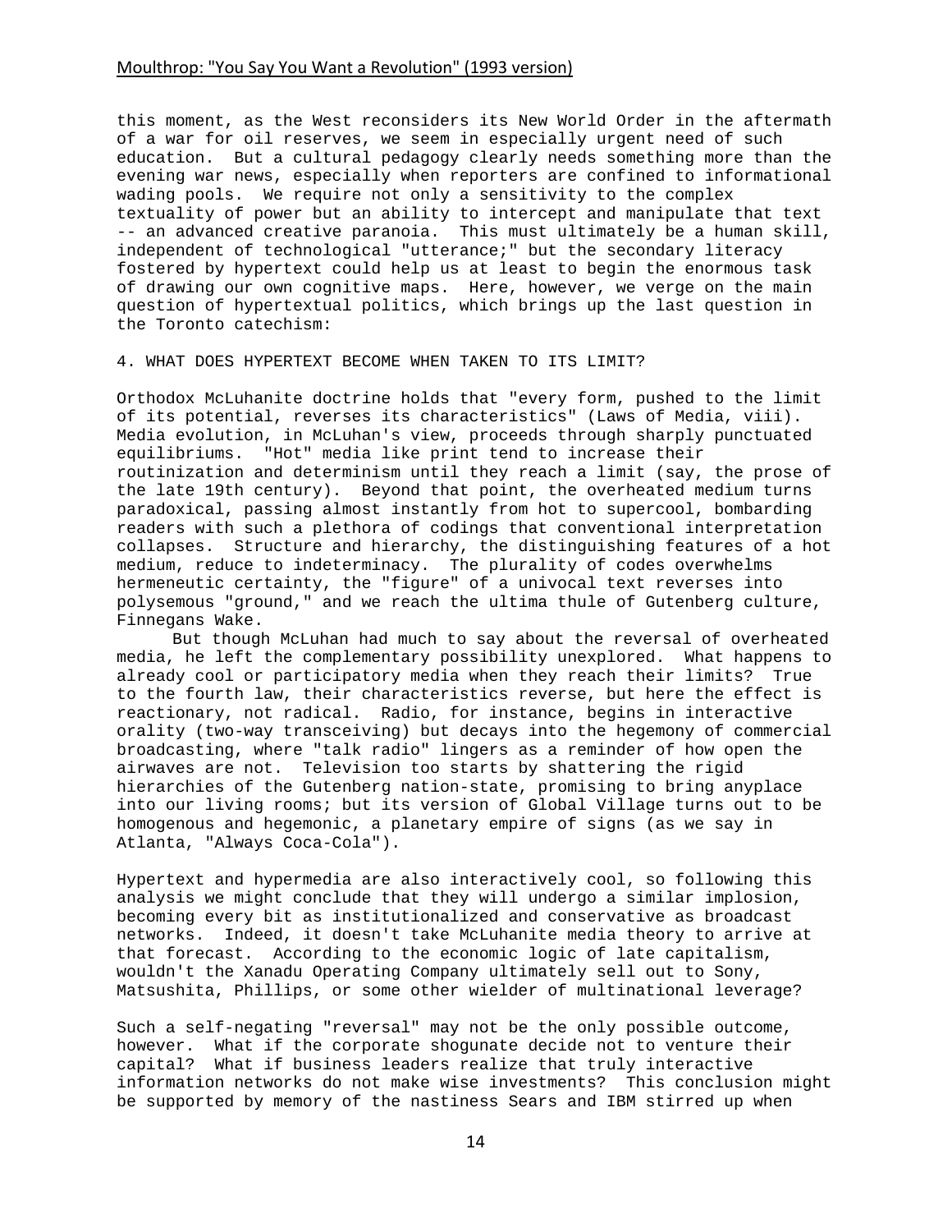this moment, as the West reconsiders its New World Order in the aftermath of a war for oil reserves, we seem in especially urgent need of such education. But a cultural pedagogy clearly needs something more than the evening war news, especially when reporters are confined to informational wading pools. We require not only a sensitivity to the complex textuality of power but an ability to intercept and manipulate that text -- an advanced creative paranoia. This must ultimately be a human skill, independent of technological "utterance;" but the secondary literacy fostered by hypertext could help us at least to begin the enormous task of drawing our own cognitive maps. Here, however, we verge on the main question of hypertextual politics, which brings up the last question in the Toronto catechism:

4. WHAT DOES HYPERTEXT BECOME WHEN TAKEN TO ITS LIMIT?

Orthodox McLuhanite doctrine holds that "every form, pushed to the limit of its potential, reverses its characteristics" (Laws of Media, viii). Media evolution, in McLuhan's view, proceeds through sharply punctuated equilibriums. "Hot" media like print tend to increase their routinization and determinism until they reach a limit (say, the prose of the late 19th century). Beyond that point, the overheated medium turns paradoxical, passing almost instantly from hot to supercool, bombarding readers with such a plethora of codings that conventional interpretation collapses. Structure and hierarchy, the distinguishing features of a hot medium, reduce to indeterminacy. The plurality of codes overwhelms hermeneutic certainty, the "figure" of a univocal text reverses into polysemous "ground," and we reach the ultima thule of Gutenberg culture, Finnegans Wake.

But though McLuhan had much to say about the reversal of overheated media, he left the complementary possibility unexplored. What happens to already cool or participatory media when they reach their limits? True to the fourth law, their characteristics reverse, but here the effect is reactionary, not radical. Radio, for instance, begins in interactive orality (two-way transceiving) but decays into the hegemony of commercial broadcasting, where "talk radio" lingers as a reminder of how open the airwaves are not. Television too starts by shattering the rigid hierarchies of the Gutenberg nation-state, promising to bring anyplace into our living rooms; but its version of Global Village turns out to be homogenous and hegemonic, a planetary empire of signs (as we say in Atlanta, "Always Coca-Cola").

Hypertext and hypermedia are also interactively cool, so following this analysis we might conclude that they will undergo a similar implosion, becoming every bit as institutionalized and conservative as broadcast networks. Indeed, it doesn't take McLuhanite media theory to arrive at that forecast. According to the economic logic of late capitalism, wouldn't the Xanadu Operating Company ultimately sell out to Sony, Matsushita, Phillips, or some other wielder of multinational leverage?

Such a self-negating "reversal" may not be the only possible outcome, however. What if the corporate shogunate decide not to venture their capital? What if business leaders realize that truly interactive information networks do not make wise investments? This conclusion might be supported by memory of the nastiness Sears and IBM stirred up when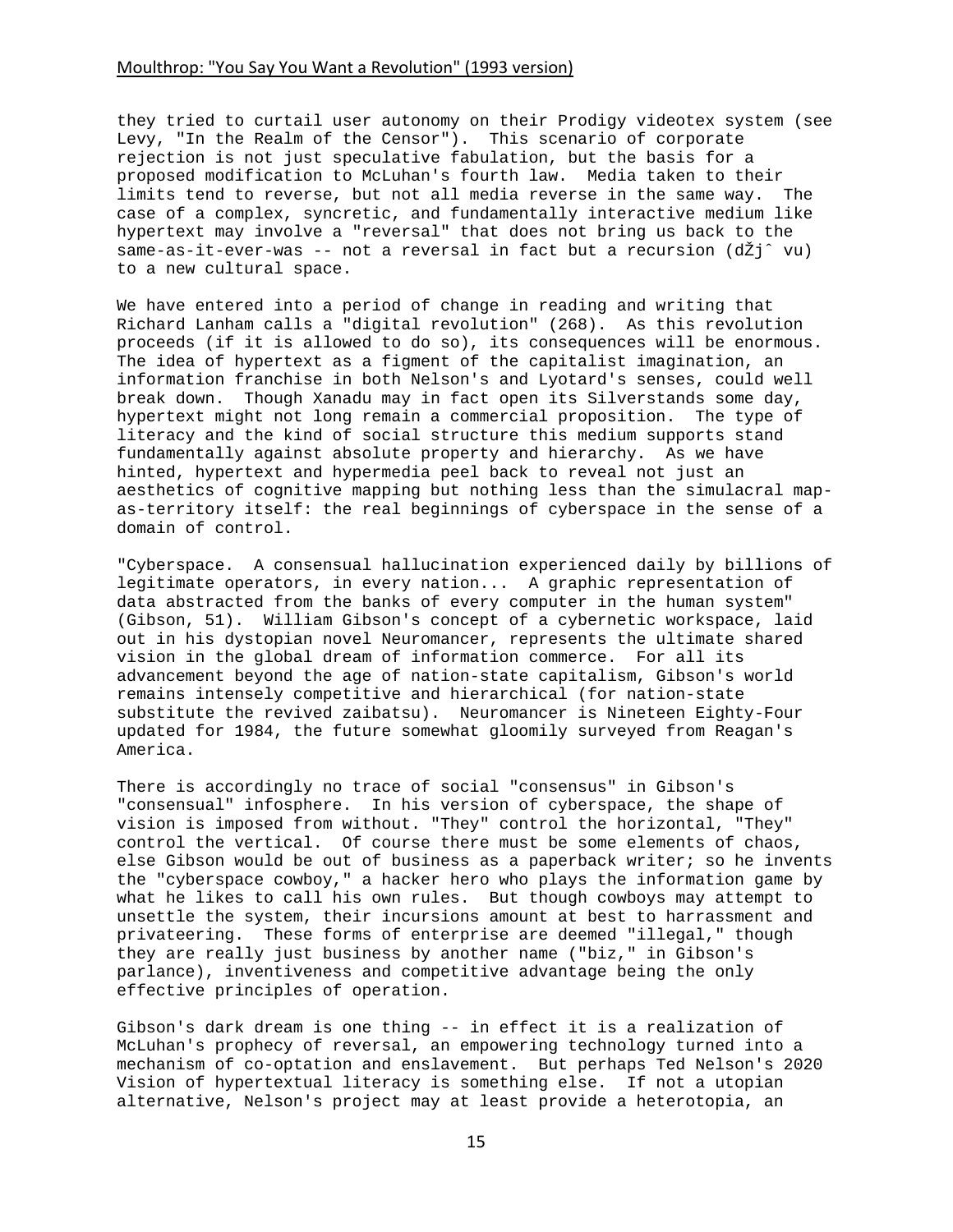they tried to curtail user autonomy on their Prodigy videotex system (see Levy, "In the Realm of the Censor"). This scenario of corporate rejection is not just speculative fabulation, but the basis for a proposed modification to McLuhan's fourth law. Media taken to their limits tend to reverse, but not all media reverse in the same way. The case of a complex, syncretic, and fundamentally interactive medium like hypertext may involve a "reversal" that does not bring us back to the same-as-it-ever-was -- not a reversal in fact but a recursion (dŽjˆ vu) to a new cultural space.

We have entered into a period of change in reading and writing that Richard Lanham calls a "digital revolution" (268). As this revolution proceeds (if it is allowed to do so), its consequences will be enormous. The idea of hypertext as a figment of the capitalist imagination, an information franchise in both Nelson's and Lyotard's senses, could well break down. Though Xanadu may in fact open its Silverstands some day, hypertext might not long remain a commercial proposition. The type of literacy and the kind of social structure this medium supports stand fundamentally against absolute property and hierarchy. As we have hinted, hypertext and hypermedia peel back to reveal not just an aesthetics of cognitive mapping but nothing less than the simulacral map-as-territory itself: the real beginnings of cyberspace in the sense of a domain of control.

"Cyberspace. A consensual hallucination experienced daily by billions of legitimate operators, in every nation... A graphic representation of data abstracted from the banks of every computer in the human system" (Gibson, 51). William Gibson's concept of a cybernetic workspace, laid out in his dystopian novel Neuromancer, represents the ultimate shared vision in the global dream of information commerce. For all its advancement beyond the age of nation-state capitalism, Gibson's world remains intensely competitive and hierarchical (for nation-state substitute the revived zaibatsu). Neuromancer is Nineteen Eighty-Four updated for 1984, the future somewhat gloomily surveyed from Reagan's America.

There is accordingly no trace of social "consensus" in Gibson's "consensual" infosphere. In his version of cyberspace, the shape of vision is imposed from without. "They" control the horizontal, "They" control the vertical. Of course there must be some elements of chaos, else Gibson would be out of business as a paperback writer; so he invents the "cyberspace cowboy," a hacker hero who plays the information game by what he likes to call his own rules. But though cowboys may attempt to unsettle the system, their incursions amount at best to harrassment and privateering. These forms of enterprise are deemed "illegal," though they are really just business by another name ("biz," in Gibson's parlance), inventiveness and competitive advantage being the only effective principles of operation.

Gibson's dark dream is one thing -- in effect it is a realization of McLuhan's prophecy of reversal, an empowering technology turned into a mechanism of co-optation and enslavement. But perhaps Ted Nelson's 2020 Vision of hypertextual literacy is something else. If not a utopian alternative, Nelson's project may at least provide a heterotopia, an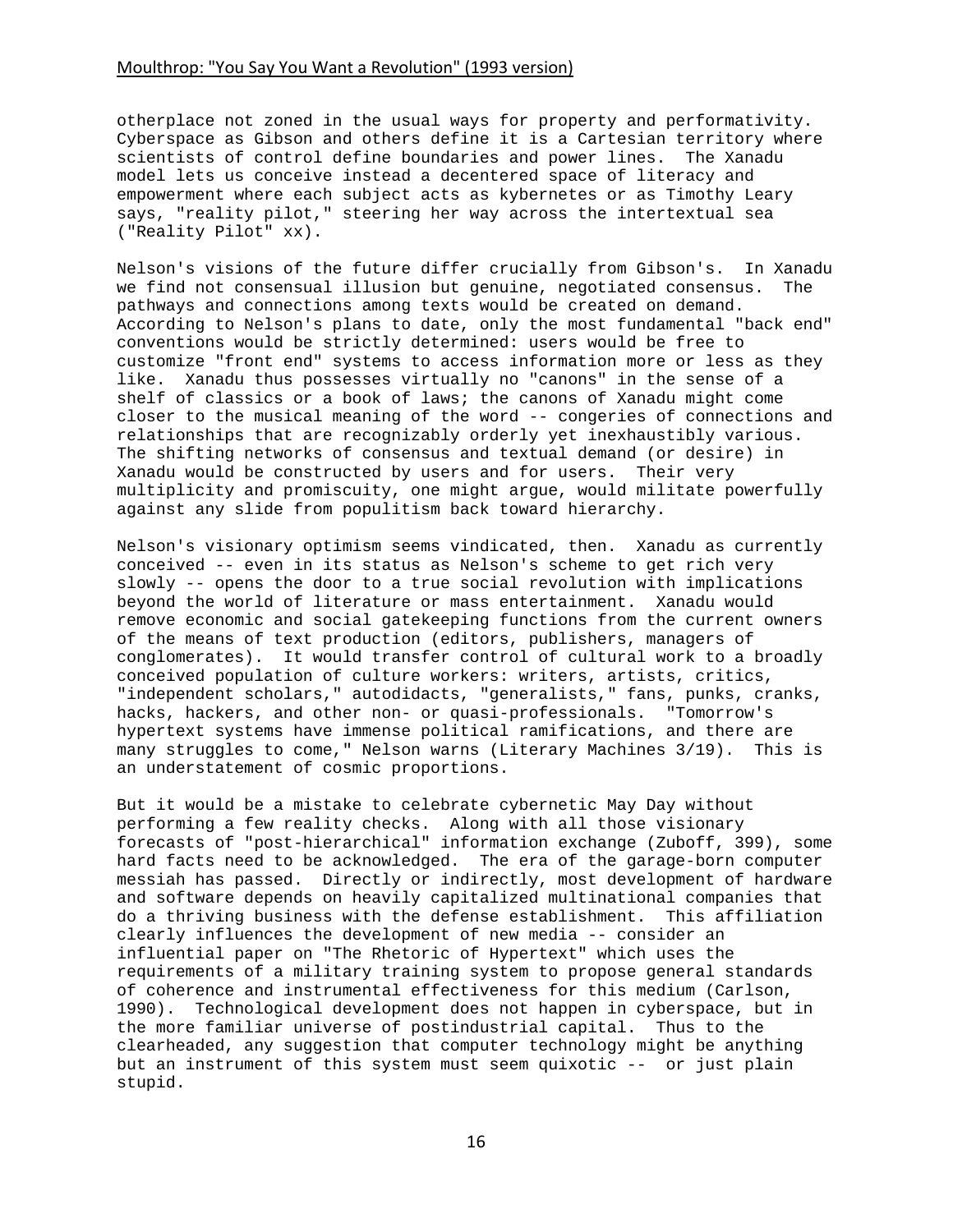otherplace not zoned in the usual ways for property and performativity. Cyberspace as Gibson and others define it is a Cartesian territory where scientists of control define boundaries and power lines. The Xanadu model lets us conceive instead a decentered space of literacy and empowerment where each subject acts as kybernetes or as Timothy Leary says, "reality pilot," steering her way across the intertextual sea ("Reality Pilot" xx).

Nelson's visions of the future differ crucially from Gibson's. In Xanadu we find not consensual illusion but genuine, negotiated consensus. The pathways and connections among texts would be created on demand. According to Nelson's plans to date, only the most fundamental "back end" conventions would be strictly determined: users would be free to customize "front end" systems to access information more or less as they like. Xanadu thus possesses virtually no "canons" in the sense of a shelf of classics or a book of laws; the canons of Xanadu might come closer to the musical meaning of the word -- congeries of connections and relationships that are recognizably orderly yet inexhaustibly various. The shifting networks of consensus and textual demand (or desire) in Xanadu would be constructed by users and for users. Their very multiplicity and promiscuity, one might argue, would militate powerfully against any slide from populitism back toward hierarchy.

Nelson's visionary optimism seems vindicated, then. Xanadu as currently conceived -- even in its status as Nelson's scheme to get rich very slowly -- opens the door to a true social revolution with implications beyond the world of literature or mass entertainment. Xanadu would remove economic and social gatekeeping functions from the current owners of the means of text production (editors, publishers, managers of conglomerates). It would transfer control of cultural work to a broadly conceived population of culture workers: writers, artists, critics, "independent scholars," autodidacts, "generalists," fans, punks, cranks, hacks, hackers, and other non- or quasi-professionals. "Tomorrow's hypertext systems have immense political ramifications, and there are many struggles to come," Nelson warns (Literary Machines 3/19). This is an understatement of cosmic proportions.

But it would be a mistake to celebrate cybernetic May Day without performing a few reality checks. Along with all those visionary forecasts of "post-hierarchical" information exchange (Zuboff, 399), some hard facts need to be acknowledged. The era of the garage-born computer messiah has passed. Directly or indirectly, most development of hardware and software depends on heavily capitalized multinational companies that do a thriving business with the defense establishment. This affiliation clearly influences the development of new media -- consider an influential paper on "The Rhetoric of Hypertext" which uses the requirements of a military training system to propose general standards of coherence and instrumental effectiveness for this medium (Carlson, 1990). Technological development does not happen in cyberspace, but in the more familiar universe of postindustrial capital. Thus to the clearheaded, any suggestion that computer technology might be anything but an instrument of this system must seem quixotic -- or just plain stupid.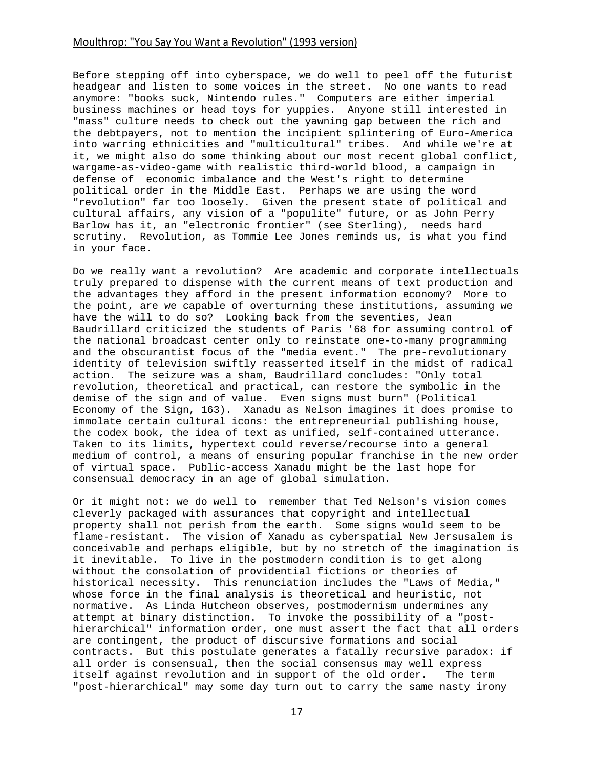Before stepping off into cyberspace, we do well to peel off the futurist headgear and listen to some voices in the street. No one wants to read anymore: "books suck, Nintendo rules." Computers are either imperial business machines or head toys for yuppies. Anyone still interested in "mass" culture needs to check out the yawning gap between the rich and the debtpayers, not to mention the incipient splintering of Euro-America into warring ethnicities and "multicultural" tribes. And while we're at it, we might also do some thinking about our most recent global conflict, wargame-as-video-game with realistic third-world blood, a campaign in defense of economic imbalance and the West's right to determine political order in the Middle East. Perhaps we are using the word "revolution" far too loosely. Given the present state of political and cultural affairs, any vision of a "populite" future, or as John Perry Barlow has it, an "electronic frontier" (see Sterling), needs hard scrutiny. Revolution, as Tommie Lee Jones reminds us, is what you find in your face.

Do we really want a revolution? Are academic and corporate intellectuals truly prepared to dispense with the current means of text production and the advantages they afford in the present information economy? More to the point, are we capable of overturning these institutions, assuming we have the will to do so? Looking back from the seventies, Jean Baudrillard criticized the students of Paris '68 for assuming control of the national broadcast center only to reinstate one-to-many programming and the obscurantist focus of the "media event." The pre-revolutionary identity of television swiftly reasserted itself in the midst of radical action. The seizure was a sham, Baudrillard concludes: "Only total revolution, theoretical and practical, can restore the symbolic in the demise of the sign and of value. Even signs must burn" (Political Economy of the Sign, 163). Xanadu as Nelson imagines it does promise to immolate certain cultural icons: the entrepreneurial publishing house, the codex book, the idea of text as unified, self-contained utterance. Taken to its limits, hypertext could reverse/recourse into a general medium of control, a means of ensuring popular franchise in the new order of virtual space. Public-access Xanadu might be the last hope for consensual democracy in an age of global simulation.

Or it might not: we do well to remember that Ted Nelson's vision comes cleverly packaged with assurances that copyright and intellectual property shall not perish from the earth. Some signs would seem to be flame-resistant. The vision of Xanadu as cyberspatial New Jersusalem is conceivable and perhaps eligible, but by no stretch of the imagination is it inevitable. To live in the postmodern condition is to get along without the consolation of providential fictions or theories of historical necessity. This renunciation includes the "Laws of Media," whose force in the final analysis is theoretical and heuristic, not normative. As Linda Hutcheon observes, postmodernism undermines any attempt at binary distinction. To invoke the possibility of a "post-hierarchical" information order, one must assert the fact that all orders are contingent, the product of discursive formations and social contracts. But this postulate generates a fatally recursive paradox: if all order is consensual, then the social consensus may well express itself against revolution and in support of the old order. The term "post-hierarchical" may some day turn out to carry the same nasty irony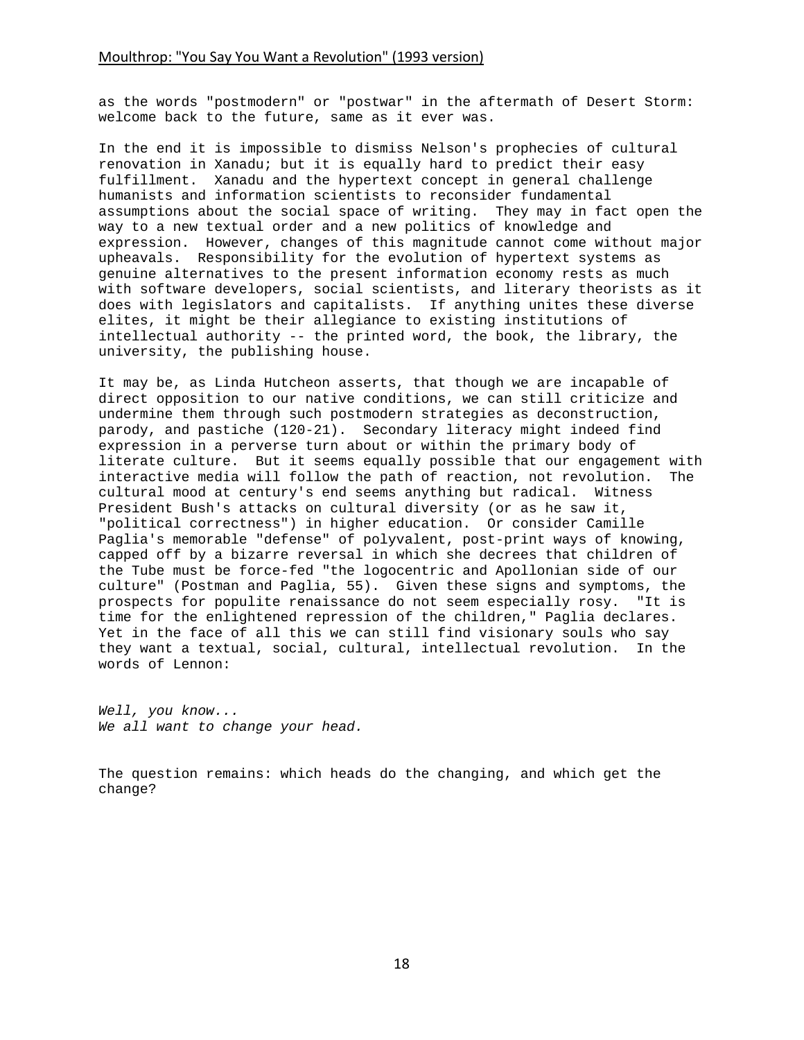as the words "postmodern" or "postwar" in the aftermath of Desert Storm: welcome back to the future, same as it ever was.

In the end it is impossible to dismiss Nelson's prophecies of cultural renovation in Xanadu; but it is equally hard to predict their easy fulfillment. Xanadu and the hypertext concept in general challenge humanists and information scientists to reconsider fundamental assumptions about the social space of writing. They may in fact open the way to a new textual order and a new politics of knowledge and expression. However, changes of this magnitude cannot come without major upheavals. Responsibility for the evolution of hypertext systems as genuine alternatives to the present information economy rests as much with software developers, social scientists, and literary theorists as it does with legislators and capitalists. If anything unites these diverse elites, it might be their allegiance to existing institutions of intellectual authority -- the printed word, the book, the library, the university, the publishing house.

It may be, as Linda Hutcheon asserts, that though we are incapable of direct opposition to our native conditions, we can still criticize and undermine them through such postmodern strategies as deconstruction, parody, and pastiche (120-21). Secondary literacy might indeed find expression in a perverse turn about or within the primary body of literate culture. But it seems equally possible that our engagement with interactive media will follow the path of reaction, not revolution. The cultural mood at century's end seems anything but radical. Witness President Bush's attacks on cultural diversity (or as he saw it, "political correctness") in higher education. Or consider Camille Paglia's memorable "defense" of polyvalent, post-print ways of knowing, capped off by a bizarre reversal in which she decrees that children of the Tube must be force-fed "the logocentric and Apollonian side of our culture" (Postman and Paglia, 55). Given these signs and symptoms, the prospects for populite renaissance do not seem especially rosy. "It is time for the enlightened repression of the children," Paglia declares. Yet in the face of all this we can still find visionary souls who say they want a textual, social, cultural, intellectual revolution. In the words of Lennon:

*Well, you know...*
*We all want to change your head.*

The question remains: which heads do the changing, and which get the change?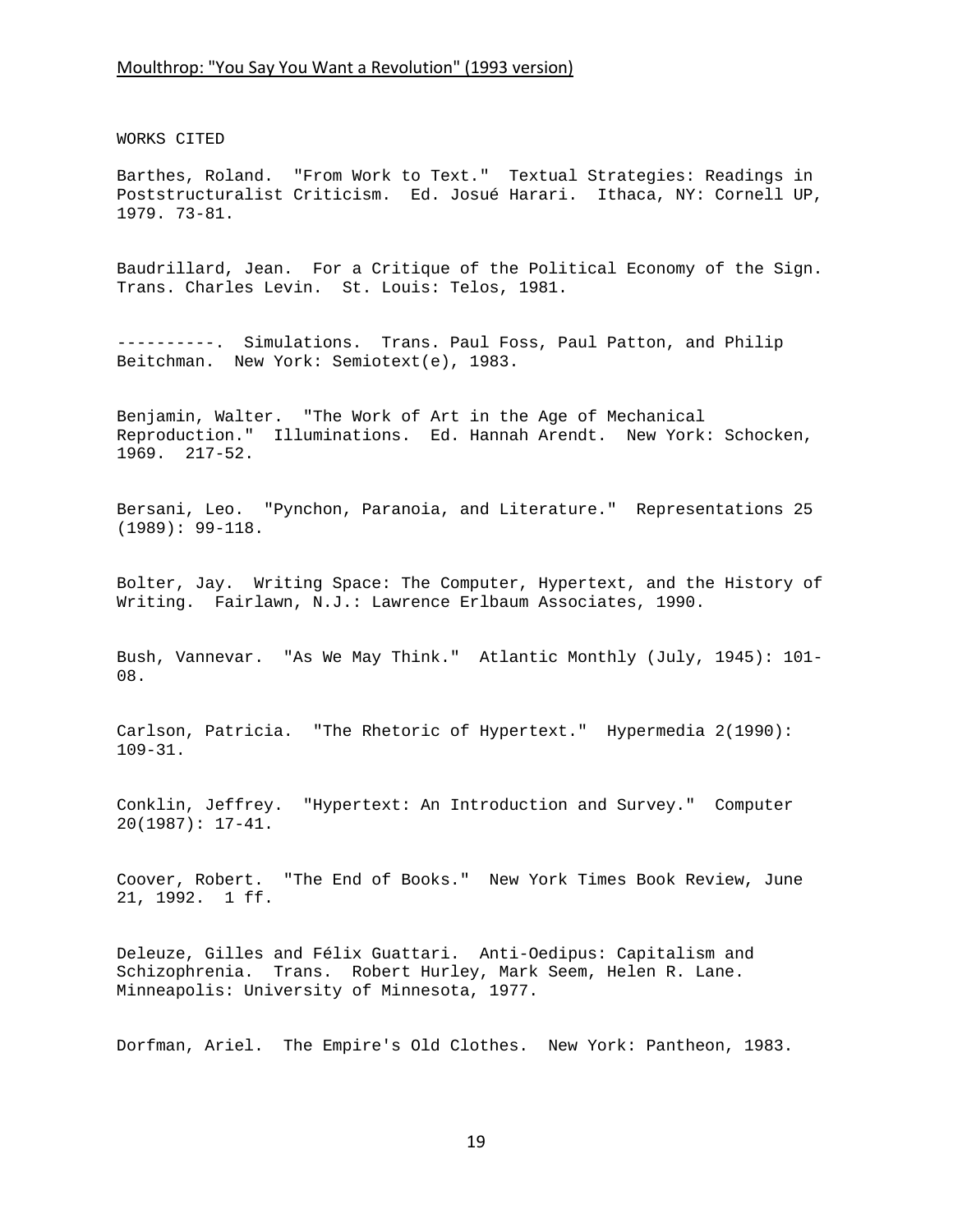WORKS CITED

Barthes, Roland. "From Work to Text." Textual Strategies: Readings in Poststructuralist Criticism. Ed. Josué Harari. Ithaca, NY: Cornell UP, 1979. 73-81.

Baudrillard, Jean. For a Critique of the Political Economy of the Sign. Trans. Charles Levin. St. Louis: Telos, 1981.

----------. Simulations. Trans. Paul Foss, Paul Patton, and Philip Beitchman. New York: Semiotext(e), 1983.

Benjamin, Walter. "The Work of Art in the Age of Mechanical Reproduction." Illuminations. Ed. Hannah Arendt. New York: Schocken, 1969. 217-52.

Bersani, Leo. "Pynchon, Paranoia, and Literature." Representations 25 (1989): 99-118.

Bolter, Jay. Writing Space: The Computer, Hypertext, and the History of Writing. Fairlawn, N.J.: Lawrence Erlbaum Associates, 1990.

Bush, Vannevar. "As We May Think." Atlantic Monthly (July, 1945): 101-08.

Carlson, Patricia. "The Rhetoric of Hypertext." Hypermedia 2(1990): 109-31.

Conklin, Jeffrey. "Hypertext: An Introduction and Survey." Computer 20(1987): 17-41.

Coover, Robert. "The End of Books." New York Times Book Review, June 21, 1992. 1 ff.

Deleuze, Gilles and Félix Guattari. Anti-Oedipus: Capitalism and Schizophrenia. Trans. Robert Hurley, Mark Seem, Helen R. Lane. Minneapolis: University of Minnesota, 1977.

Dorfman, Ariel. The Empire's Old Clothes. New York: Pantheon, 1983.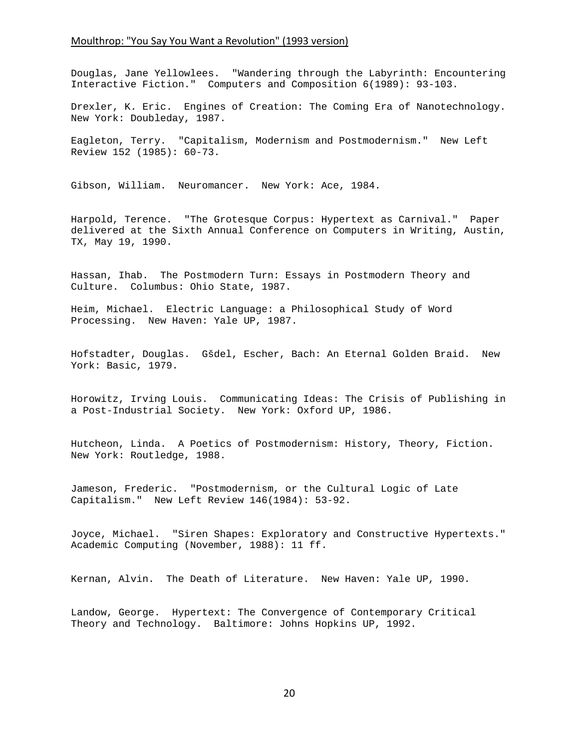Douglas, Jane Yellowlees. "Wandering through the Labyrinth: Encountering Interactive Fiction." Computers and Composition 6(1989): 93-103.

Drexler, K. Eric. Engines of Creation: The Coming Era of Nanotechnology. New York: Doubleday, 1987.

Eagleton, Terry. "Capitalism, Modernism and Postmodernism." New Left Review 152 (1985): 60-73.

Gibson, William. Neuromancer. New York: Ace, 1984.

Harpold, Terence. "The Grotesque Corpus: Hypertext as Carnival." Paper delivered at the Sixth Annual Conference on Computers in Writing, Austin, TX, May 19, 1990.

Hassan, Ihab. The Postmodern Turn: Essays in Postmodern Theory and Culture. Columbus: Ohio State, 1987.

Heim, Michael. Electric Language: a Philosophical Study of Word Processing. New Haven: Yale UP, 1987.

Hofstadter, Douglas. Gšdel, Escher, Bach: An Eternal Golden Braid. New York: Basic, 1979.

Horowitz, Irving Louis. Communicating Ideas: The Crisis of Publishing in a Post-Industrial Society. New York: Oxford UP, 1986.

Hutcheon, Linda. A Poetics of Postmodernism: History, Theory, Fiction. New York: Routledge, 1988.

Jameson, Frederic. "Postmodernism, or the Cultural Logic of Late Capitalism." New Left Review 146(1984): 53-92.

Joyce, Michael. "Siren Shapes: Exploratory and Constructive Hypertexts." Academic Computing (November, 1988): 11 ff.

Kernan, Alvin. The Death of Literature. New Haven: Yale UP, 1990.

Landow, George. Hypertext: The Convergence of Contemporary Critical Theory and Technology. Baltimore: Johns Hopkins UP, 1992.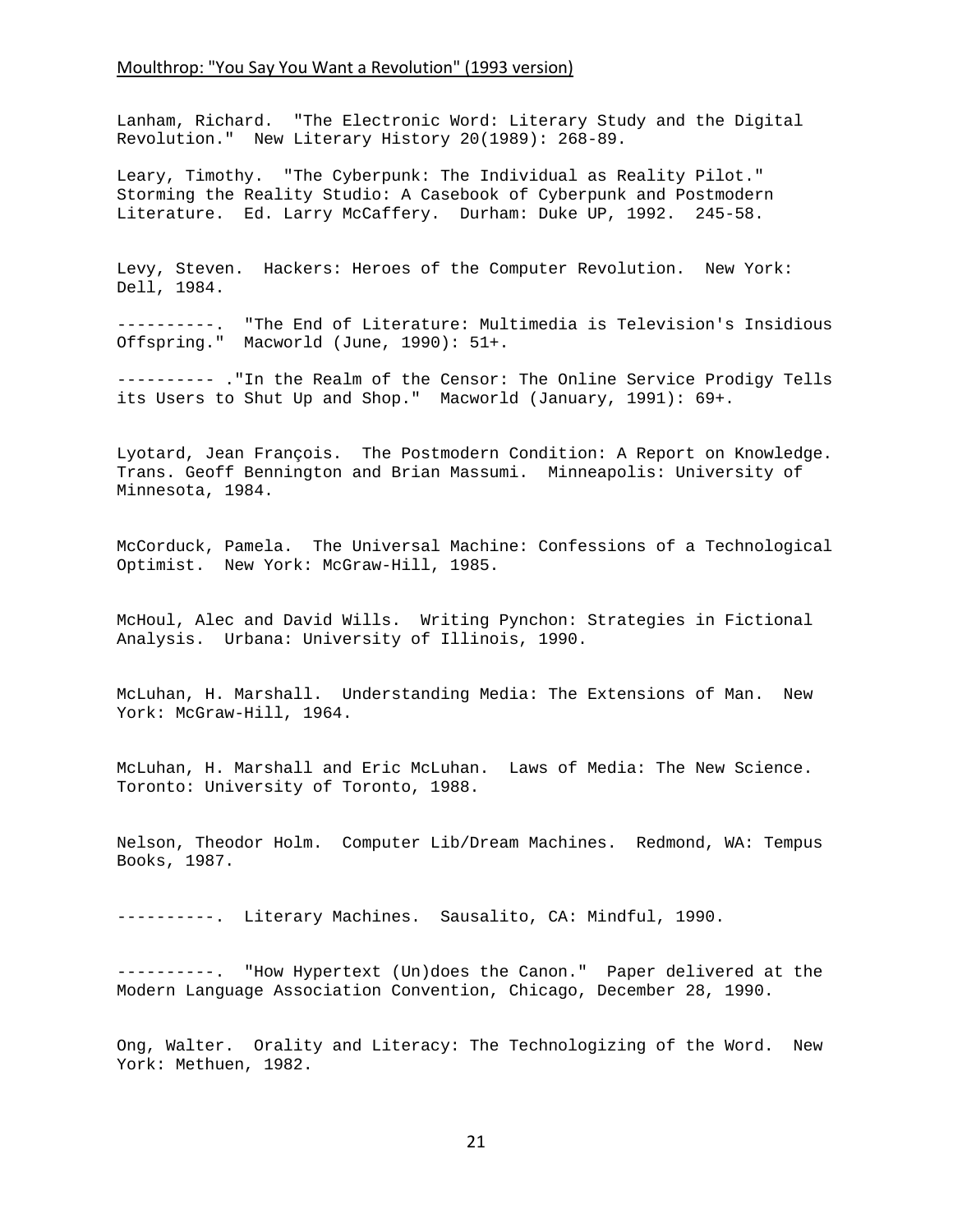Lanham, Richard. "The Electronic Word: Literary Study and the Digital Revolution." New Literary History 20(1989): 268-89.

Leary, Timothy. "The Cyberpunk: The Individual as Reality Pilot." Storming the Reality Studio: A Casebook of Cyberpunk and Postmodern Literature. Ed. Larry McCaffery. Durham: Duke UP, 1992. 245-58.

Levy, Steven. Hackers: Heroes of the Computer Revolution. New York: Dell, 1984.

----------. "The End of Literature: Multimedia is Television's Insidious Offspring." Macworld (June, 1990): 51+.

---------- ."In the Realm of the Censor: The Online Service Prodigy Tells its Users to Shut Up and Shop." Macworld (January, 1991): 69+.

Lyotard, Jean François. The Postmodern Condition: A Report on Knowledge. Trans. Geoff Bennington and Brian Massumi. Minneapolis: University of Minnesota, 1984.

McCorduck, Pamela. The Universal Machine: Confessions of a Technological Optimist. New York: McGraw-Hill, 1985.

McHoul, Alec and David Wills. Writing Pynchon: Strategies in Fictional Analysis. Urbana: University of Illinois, 1990.

McLuhan, H. Marshall. Understanding Media: The Extensions of Man. New York: McGraw-Hill, 1964.

McLuhan, H. Marshall and Eric McLuhan. Laws of Media: The New Science. Toronto: University of Toronto, 1988.

Nelson, Theodor Holm. Computer Lib/Dream Machines. Redmond, WA: Tempus Books, 1987.

----------. Literary Machines. Sausalito, CA: Mindful, 1990.

----------. "How Hypertext (Un)does the Canon." Paper delivered at the Modern Language Association Convention, Chicago, December 28, 1990.

Ong, Walter. Orality and Literacy: The Technologizing of the Word. New York: Methuen, 1982.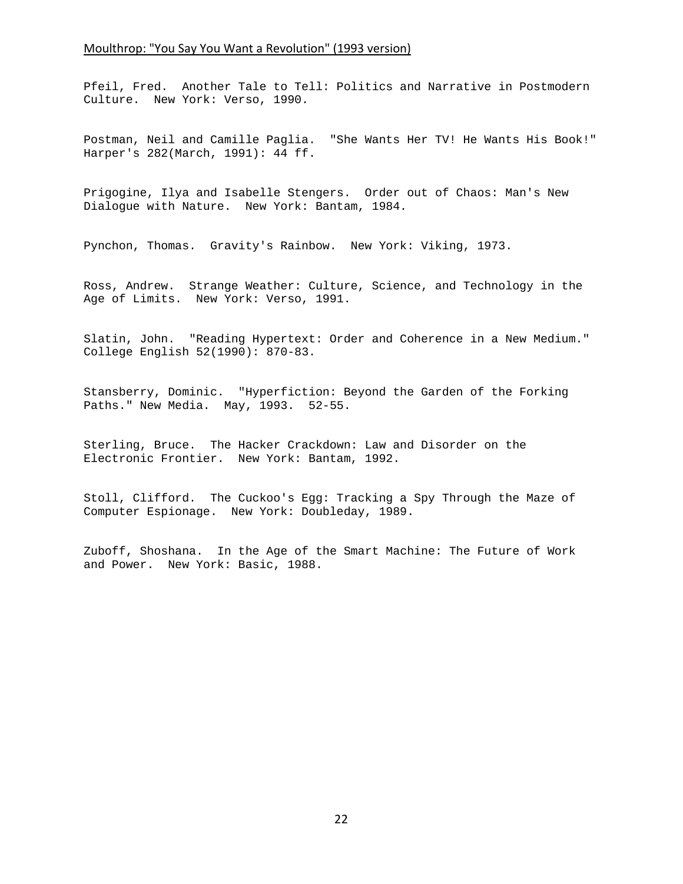Pfeil, Fred. Another Tale to Tell: Politics and Narrative in Postmodern Culture. New York: Verso, 1990.

Postman, Neil and Camille Paglia. "She Wants Her TV! He Wants His Book!" Harper's 282(March, 1991): 44 ff.

Prigogine, Ilya and Isabelle Stengers. Order out of Chaos: Man's New Dialogue with Nature. New York: Bantam, 1984.

Pynchon, Thomas. Gravity's Rainbow. New York: Viking, 1973.

Ross, Andrew. Strange Weather: Culture, Science, and Technology in the Age of Limits. New York: Verso, 1991.

Slatin, John. "Reading Hypertext: Order and Coherence in a New Medium." College English 52(1990): 870-83.

Stansberry, Dominic. "Hyperfiction: Beyond the Garden of the Forking Paths." New Media. May, 1993. 52-55.

Sterling, Bruce. The Hacker Crackdown: Law and Disorder on the Electronic Frontier. New York: Bantam, 1992.

Stoll, Clifford. The Cuckoo's Egg: Tracking a Spy Through the Maze of Computer Espionage. New York: Doubleday, 1989.

Zuboff, Shoshana. In the Age of the Smart Machine: The Future of Work and Power. New York: Basic, 1988.